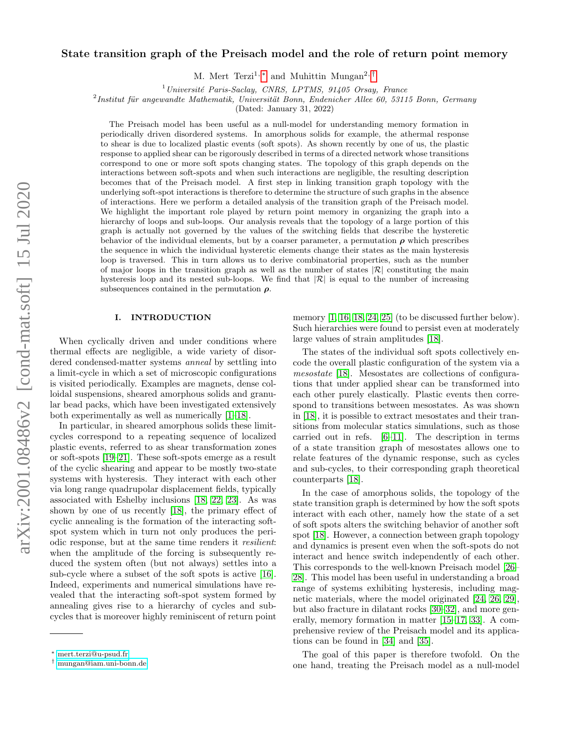# State transition graph of the Preisach model and the role of return point memory

M. Mert Terzi[1,*] and Muhittin Mungan[2,†]

[1] *Université Paris-Saclay, CNRS, LPTMS, 91405 Orsay, France*
[2] *Institut für angewandte Mathematik, Universität Bonn, Endenicher Allee 60, 53115 Bonn, Germany*

(Dated: January 31, 2022)

The Preisach model has been useful as a null-model for understanding memory formation in periodically driven disordered systems. In amorphous solids for example, the athermal response to shear is due to localized plastic events (soft spots). As shown recently by one of us, the plastic response to applied shear can be rigorously described in terms of a directed network whose transitions correspond to one or more soft spots changing states. The topology of this graph depends on the interactions between soft-spots and when such interactions are negligible, the resulting description becomes that of the Preisach model. A first step in linking transition graph topology with the underlying soft-spot interactions is therefore to determine the structure of such graphs in the absence of interactions. Here we perform a detailed analysis of the transition graph of the Preisach model. We highlight the important role played by return point memory in organizing the graph into a hierarchy of loops and sub-loops. Our analysis reveals that the topology of a large portion of this graph is actually not governed by the values of the switching fields that describe the hysteretic behavior of the individual elements, but by a coarser parameter, a permutation $\boldsymbol{\rho}$ which prescribes the sequence in which the individual hysteretic elements change their states as the main hysteresis loop is traversed. This in turn allows us to derive combinatorial properties, such as the number of major loops in the transition graph as well as the number of states $|\mathcal{R}|$ constituting the main hysteresis loop and its nested sub-loops. We find that $|\mathcal{R}|$ is equal to the number of increasing subsequences contained in the permutation $\boldsymbol{\rho}$.

## I. INTRODUCTION

When cyclically driven and under conditions where thermal effects are negligible, a wide variety of disordered condensed-matter systems *anneal* by settling into a limit-cycle in which a set of microscopic configurations is visited periodically. Examples are magnets, dense colloidal suspensions, sheared amorphous solids and granular bead packs, which have been investigated extensively both experimentally as well as numerically [1–18].

In particular, in sheared amorphous solids these limit-cycles correspond to a repeating sequence of localized plastic events, referred to as shear transformation zones or soft-spots [19–21]. These soft-spots emerge as a result of the cyclic shearing and appear to be mostly two-state systems with hysteresis. They interact with each other via long range quadrupolar displacement fields, typically associated with Eshelby inclusions [18, 22, 23]. As was shown by one of us recently [18], the primary effect of cyclic annealing is the formation of the interacting soft-spot system which in turn not only produces the periodic response, but at the same time renders it *resilient*: when the amplitude of the forcing is subsequently reduced the system often (but not always) settles into a sub-cycle where a subset of the soft spots is active [16]. Indeed, experiments and numerical simulations have revealed that the interacting soft-spot system formed by annealing gives rise to a hierarchy of cycles and sub-cycles that is moreover highly reminiscent of return point memory [1, 16, 18, 24, 25] (to be discussed further below). Such hierarchies were found to persist even at moderately large values of strain amplitudes [18].

The states of the individual soft spots collectively encode the overall plastic configuration of the system via a *mesostate* [18]. Mesostates are collections of configurations that under applied shear can be transformed into each other purely elastically. Plastic events then correspond to transitions between mesostates. As was shown in [18], it is possible to extract mesostates and their transitions from molecular statics simulations, such as those carried out in refs. [6–11]. The description in terms of a state transition graph of mesostates allows one to relate features of the dynamic response, such as cycles and sub-cycles, to their corresponding graph theoretical counterparts [18].

In the case of amorphous solids, the topology of the state transition graph is determined by how the soft spots interact with each other, namely how the state of a set of soft spots alters the switching behavior of another soft spot [18]. However, a connection between graph topology and dynamics is present even when the soft-spots do not interact and hence switch independently of each other. This corresponds to the well-known Preisach model [26–28]. This model has been useful in understanding a broad range of systems exhibiting hysteresis, including magnetic materials, where the model originated [24, 26, 29], but also fracture in dilatant rocks [30–32], and more generally, memory formation in matter [15–17, 33]. A comprehensive review of the Preisach model and its applications can be found in [34] and [35].

The goal of this paper is therefore twofold. On the one hand, treating the Preisach model as a null-model

---

* mert.terzi@u-psud.fr
† mungan@iam.uni-bonn.de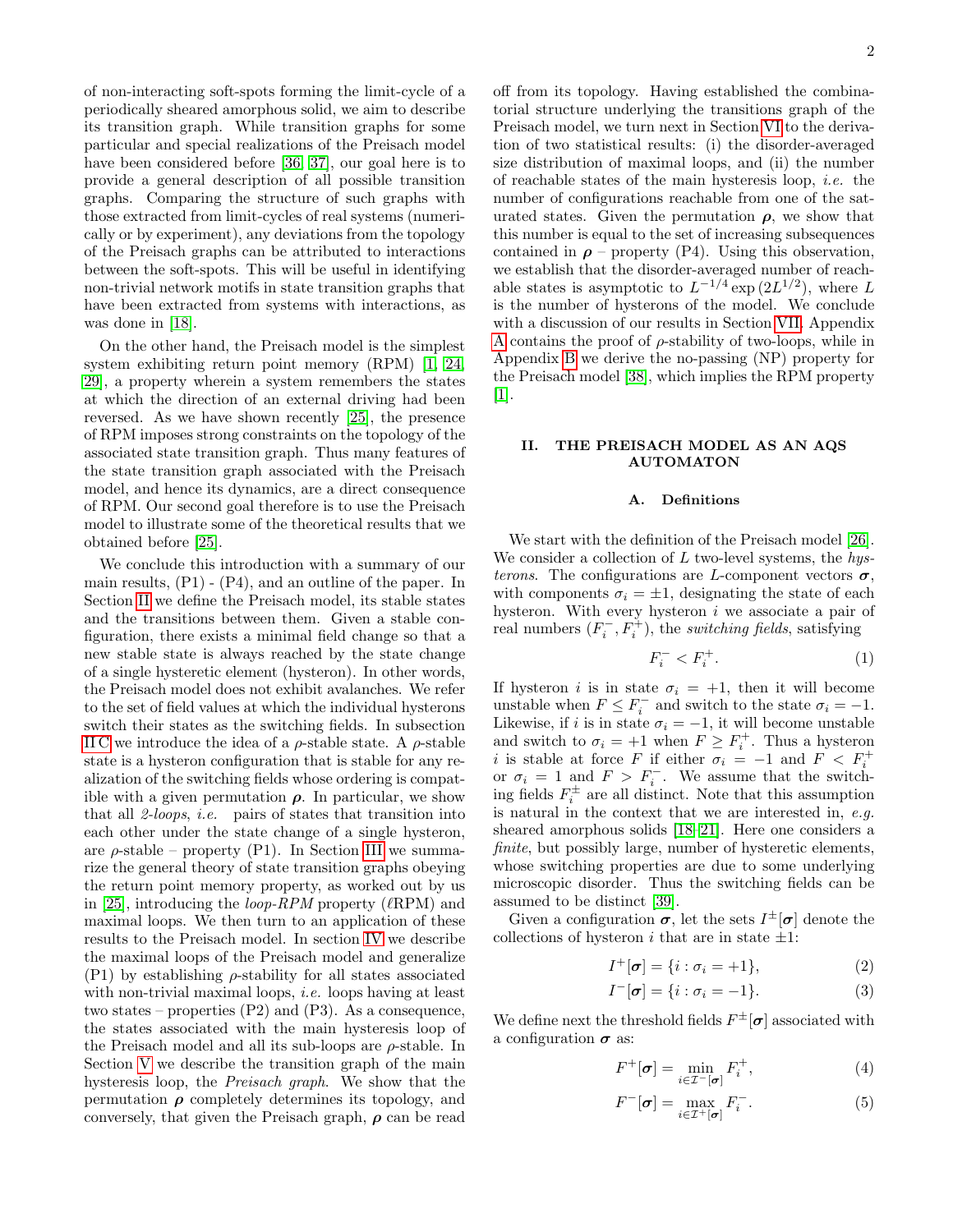of non-interacting soft-spots forming the limit-cycle of a periodically sheared amorphous solid, we aim to describe its transition graph. While transition graphs for some particular and special realizations of the Preisach model have been considered before [36, 37], our goal here is to provide a general description of all possible transition graphs. Comparing the structure of such graphs with those extracted from limit-cycles of real systems (numerically or by experiment), any deviations from the topology of the Preisach graphs can be attributed to interactions between the soft-spots. This will be useful in identifying non-trivial network motifs in state transition graphs that have been extracted from systems with interactions, as was done in [18].

On the other hand, the Preisach model is the simplest system exhibiting return point memory (RPM) [1, 24, 29], a property wherein a system remembers the states at which the direction of an external driving had been reversed. As we have shown recently [25], the presence of RPM imposes strong constraints on the topology of the associated state transition graph. Thus many features of the state transition graph associated with the Preisach model, and hence its dynamics, are a direct consequence of RPM. Our second goal therefore is to use the Preisach model to illustrate some of the theoretical results that we obtained before [25].

We conclude this introduction with a summary of our main results, (P1) - (P4), and an outline of the paper. In Section II we define the Preisach model, its stable states and the transitions between them. Given a stable configuration, there exists a minimal field change so that a new stable state is always reached by the state change of a single hysteretic element (hysteron). In other words, the Preisach model does not exhibit avalanches. We refer to the set of field values at which the individual hysterons switch their states as the switching fields. In subsection II C we introduce the idea of a $\rho$-stable state. A $\rho$-stable state is a hysteron configuration that is stable for any realization of the switching fields whose ordering is compatible with a given permutation $\boldsymbol{\rho}$. In particular, we show that all *2-loops*, *i.e.* pairs of states that transition into each other under the state change of a single hysteron, are $\rho$-stable – property (P1). In Section III we summarize the general theory of state transition graphs obeying the return point memory property, as worked out by us in [25], introducing the *loop-RPM* property ($\ell$RPM) and maximal loops. We then turn to an application of these results to the Preisach model. In section IV we describe the maximal loops of the Preisach model and generalize (P1) by establishing $\rho$-stability for all states associated with non-trivial maximal loops, *i.e.* loops having at least two states – properties (P2) and (P3). As a consequence, the states associated with the main hysteresis loop of the Preisach model and all its sub-loops are $\rho$-stable. In Section V we describe the transition graph of the main hysteresis loop, the *Preisach graph*. We show that the permutation $\boldsymbol{\rho}$ completely determines its topology, and conversely, that given the Preisach graph, $\boldsymbol{\rho}$ can be read off from its topology. Having established the combinatorial structure underlying the transitions graph of the Preisach model, we turn next in Section VI to the derivation of two statistical results: (i) the disorder-averaged size distribution of maximal loops, and (ii) the number of reachable states of the main hysteresis loop, *i.e.* the number of configurations reachable from one of the saturated states. Given the permutation $\boldsymbol{\rho}$, we show that this number is equal to the set of increasing subsequences contained in $\boldsymbol{\rho}$ – property (P4). Using this observation, we establish that the disorder-averaged number of reachable states is asymptotic to $L^{-1/4}\exp\left(2L^{1/2}\right)$, where $L$ is the number of hysterons of the model. We conclude with a discussion of our results in Section VII. Appendix A contains the proof of $\rho$-stability of two-loops, while in Appendix B we derive the no-passing (NP) property for the Preisach model [38], which implies the RPM property [1].

## II. THE PREISACH MODEL AS AN AQS AUTOMATON

### A. Definitions

We start with the definition of the Preisach model [26]. We consider a collection of $L$ two-level systems, the *hysterons*. The configurations are $L$-component vectors $\boldsymbol{\sigma}$, with components $\sigma_i = \pm 1$, designating the state of each hysteron. With every hysteron $i$ we associate a pair of real numbers $(F_i^-, F_i^+)$, the *switching fields*, satisfying

$$F_i^- < F_i^+. \tag{1}$$

If hysteron $i$ is in state $\sigma_i = +1$, then it will become unstable when $F \leq F_i^-$ and switch to the state $\sigma_i = -1$. Likewise, if $i$ is in state $\sigma_i = -1$, it will become unstable and switch to $\sigma_i = +1$ when $F \geq F_i^+$. Thus a hysteron $i$ is stable at force $F$ if either $\sigma_i = -1$ and $F < F_i^+$ or $\sigma_i = 1$ and $F > F_i^-$. We assume that the switching fields $F_i^\pm$ are all distinct. Note that this assumption is natural in the context that we are interested in, *e.g.* sheared amorphous solids [18–21]. Here one considers a *finite*, but possibly large, number of hysteretic elements, whose switching properties are due to some underlying microscopic disorder. Thus the switching fields can be assumed to be distinct [39].

Given a configuration $\boldsymbol{\sigma}$, let the sets $I^\pm[\boldsymbol{\sigma}]$ denote the collections of hysteron $i$ that are in state $\pm 1$:

$$I^+[\boldsymbol{\sigma}] = \{i : \sigma_i = +1\}, \tag{2}$$

$$I^-[\boldsymbol{\sigma}] = \{i : \sigma_i = -1\}. \tag{3}$$

We define next the threshold fields $F^\pm[\boldsymbol{\sigma}]$ associated with a configuration $\boldsymbol{\sigma}$ as:

$$F^+[\boldsymbol{\sigma}] = \min_{i \in \mathcal{I}^-[\boldsymbol{\sigma}]} F_i^+, \tag{4}$$

$$F^-[\boldsymbol{\sigma}] = \max_{i \in \mathcal{I}^+[\boldsymbol{\sigma}]} F_i^-. \tag{5}$$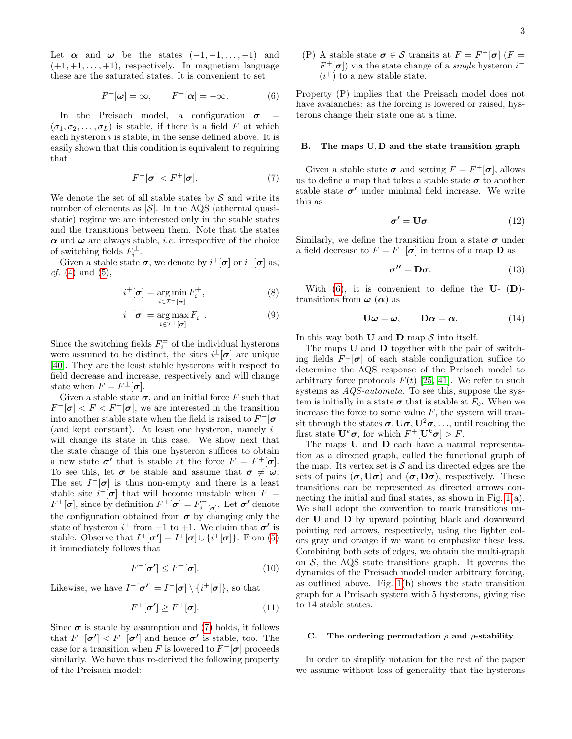Let $\boldsymbol{\alpha}$ and $\boldsymbol{\omega}$ be the states $(-1, -1, \ldots, -1)$ and $(+1, +1, \ldots, +1)$, respectively. In magnetism language these are the saturated states. It is convenient to set

$$F^+[\boldsymbol{\omega}] = \infty, \qquad F^-[\boldsymbol{\alpha}] = -\infty. \tag{6}$$

In the Preisach model, a configuration $\boldsymbol{\sigma} = (\sigma_1, \sigma_2, \ldots, \sigma_L)$ is stable, if there is a field $F$ at which each hysteron $i$ is stable, in the sense defined above. It is easily shown that this condition is equivalent to requiring that

$$F^-[\boldsymbol{\sigma}] < F^+[\boldsymbol{\sigma}]. \tag{7}$$

We denote the set of all stable states by $\mathcal{S}$ and write its number of elements as $|\mathcal{S}|$. In the AQS (athermal quasi-static) regime we are interested only in the stable states and the transitions between them. Note that the states $\boldsymbol{\alpha}$ and $\boldsymbol{\omega}$ are always stable, *i.e.* irrespective of the choice of switching fields $F_i^{\pm}$.

Given a stable state $\boldsymbol{\sigma}$, we denote by $i^+[\boldsymbol{\sigma}]$ or $i^-[\boldsymbol{\sigma}]$ as, *cf.* (4) and (5),

$$i^+[\boldsymbol{\sigma}] = \underset{i \in \mathcal{I}^-[\boldsymbol{\sigma}]}{\arg\min} F_i^+, \tag{8}$$

$$i^-[\boldsymbol{\sigma}] = \underset{i \in \mathcal{I}^+[\boldsymbol{\sigma}]}{\arg\max} F_i^-. \tag{9}$$

Since the switching fields $F_i^{\pm}$ of the individual hysterons were assumed to be distinct, the sites $i^{\pm}[\boldsymbol{\sigma}]$ are unique [40]. They are the least stable hysterons with respect to field decrease and increase, respectively and will change state when $F = F^{\pm}[\boldsymbol{\sigma}]$.

Given a stable state $\boldsymbol{\sigma}$, and an initial force $F$ such that $F^-[\boldsymbol{\sigma}] < F < F^+[\boldsymbol{\sigma}]$, we are interested in the transition into another stable state when the field is raised to $F^+[\boldsymbol{\sigma}]$ (and kept constant). At least one hysteron, namely $i^+$ will change its state in this case. We show next that the state change of this one hysteron suffices to obtain a new state $\boldsymbol{\sigma'}$ that is stable at the force $F = F^+[\boldsymbol{\sigma}]$. To see this, let $\boldsymbol{\sigma}$ be stable and assume that $\boldsymbol{\sigma} \neq \boldsymbol{\omega}$. The set $I^-[\boldsymbol{\sigma}]$ is thus non-empty and there is a least stable site $i^+[\boldsymbol{\sigma}]$ that will become unstable when $F = F^+[\boldsymbol{\sigma}]$, since by definition $F^+[\boldsymbol{\sigma}] = F^+_{i^+[\boldsymbol{\sigma}]}$. Let $\boldsymbol{\sigma'}$ denote the configuration obtained from $\boldsymbol{\sigma}$ by changing only the state of hysteron $i^+$ from $-1$ to $+1$. We claim that $\boldsymbol{\sigma'}$ is stable. Observe that $I^+[\boldsymbol{\sigma'}] = I^+[\boldsymbol{\sigma}] \cup \{i^+[\boldsymbol{\sigma}]\}$. From (5) it immediately follows that

$$F^-[\boldsymbol{\sigma'}] \leq F^-[\boldsymbol{\sigma}]. \tag{10}$$

Likewise, we have $I^-[\boldsymbol{\sigma'}] = I^-[\boldsymbol{\sigma}] \setminus \{i^+[\boldsymbol{\sigma}]\}$, so that

$$F^+[\boldsymbol{\sigma'}] \geq F^+[\boldsymbol{\sigma}]. \tag{11}$$

Since $\boldsymbol{\sigma}$ is stable by assumption and (7) holds, it follows that $F^-[\boldsymbol{\sigma'}] < F^+[\boldsymbol{\sigma'}]$ and hence $\boldsymbol{\sigma'}$ is stable, too. The case for a transition when $F$ is lowered to $F^-[\boldsymbol{\sigma}]$ proceeds similarly. We have thus re-derived the following property of the Preisach model:

(P) A stable state $\boldsymbol{\sigma} \in \mathcal{S}$ transits at $F = F^-[\boldsymbol{\sigma}]$ ($F = F^+[\boldsymbol{\sigma}]$) via the state change of a *single* hysteron $i^-$ ($i^+$) to a new stable state.

Property (P) implies that the Preisach model does not have avalanches: as the forcing is lowered or raised, hysterons change their state one at a time.

### B. The maps $\mathbf{U}, \mathbf{D}$ and the state transition graph

Given a stable state $\boldsymbol{\sigma}$ and setting $F = F^+[\boldsymbol{\sigma}]$, allows us to define a map that takes a stable state $\boldsymbol{\sigma}$ to another stable state $\boldsymbol{\sigma'}$ under minimal field increase. We write this as

$$\boldsymbol{\sigma'} = \mathbf{U}\boldsymbol{\sigma}. \tag{12}$$

Similarly, we define the transition from a state $\boldsymbol{\sigma}$ under a field decrease to $F = F^-[\boldsymbol{\sigma}]$ in terms of a map $\mathbf{D}$ as

$$\boldsymbol{\sigma''} = \mathbf{D}\boldsymbol{\sigma}. \tag{13}$$

With (6), it is convenient to define the $\mathbf{U}$- ($\mathbf{D}$)-transitions from $\boldsymbol{\omega}$ ($\boldsymbol{\alpha}$) as

$$\mathbf{U}\boldsymbol{\omega} = \boldsymbol{\omega}, \qquad \mathbf{D}\boldsymbol{\alpha} = \boldsymbol{\alpha}. \tag{14}$$

In this way both $\mathbf{U}$ and $\mathbf{D}$ map $\mathcal{S}$ into itself.

The maps $\mathbf{U}$ and $\mathbf{D}$ together with the pair of switching fields $F^{\pm}[\boldsymbol{\sigma}]$ of each stable configuration suffice to determine the AQS response of the Preisach model to arbitrary force protocols $F(t)$ [25, 41]. We refer to such systems as *AQS-automata*. To see this, suppose the system is initially in a state $\boldsymbol{\sigma}$ that is stable at $F_0$. When we increase the force to some value $F$, the system will transit through the states $\boldsymbol{\sigma}, \mathbf{U}\boldsymbol{\sigma}, \mathbf{U}^2\boldsymbol{\sigma}, \ldots$, until reaching the first state $\mathbf{U}^k\boldsymbol{\sigma}$, for which $F^+[\mathbf{U}^k\boldsymbol{\sigma}] > F$.

The maps $\mathbf{U}$ and $\mathbf{D}$ each have a natural representation as a directed graph, called the functional graph of the map. Its vertex set is $\mathcal{S}$ and its directed edges are the sets of pairs $(\boldsymbol{\sigma}, \mathbf{U}\boldsymbol{\sigma})$ and $(\boldsymbol{\sigma}, \mathbf{D}\boldsymbol{\sigma})$, respectively. These transitions can be represented as directed arrows connecting the initial and final states, as shown in Fig. 1(a). We shall adopt the convention to mark transitions under $\mathbf{U}$ and $\mathbf{D}$ by upward pointing black and downward pointing red arrows, respectively, using the lighter colors gray and orange if we want to emphasize these less. Combining both sets of edges, we obtain the multi-graph on $\mathcal{S}$, the AQS state transitions graph. It governs the dynamics of the Preisach model under arbitrary forcing, as outlined above. Fig. 1(b) shows the state transition graph for a Preisach system with 5 hysterons, giving rise to 14 stable states.

### C. The ordering permutation $\rho$ and $\rho$-stability

In order to simplify notation for the rest of the paper we assume without loss of generality that the hysterons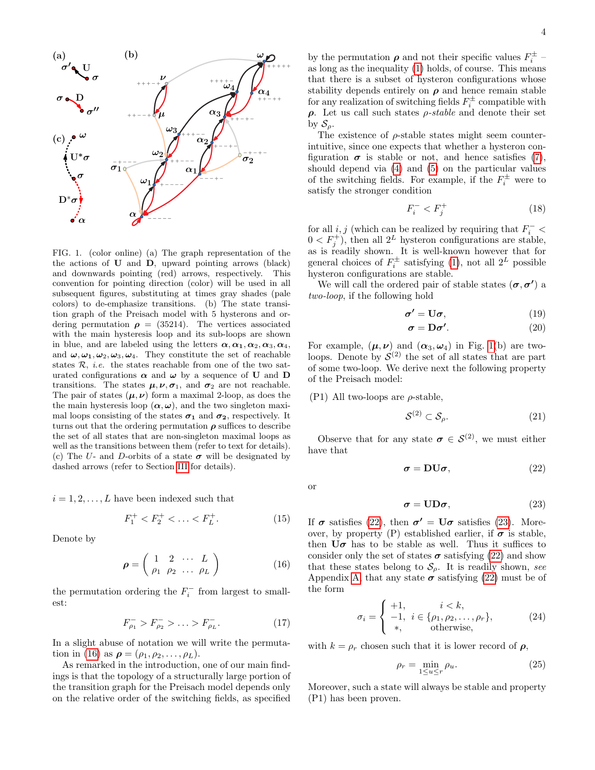FIG. 1. (color online) (a) The graph representation of the the actions of $\mathbf{U}$ and $\mathbf{D}$, upward pointing arrows (black) and downwards pointing (red) arrows, respectively. This convention for pointing direction (color) will be used in all subsequent figures, substituting at times gray shades (pale colors) to de-emphasize transitions. (b) The state transition graph of the Preisach model with 5 hysterons and ordering permutation $\boldsymbol{\rho} = (35214)$. The vertices associated with the main hysteresis loop and its sub-loops are shown in blue, and are labeled using the letters $\boldsymbol{\alpha}, \boldsymbol{\alpha_1}, \boldsymbol{\alpha_2}, \boldsymbol{\alpha_3}, \boldsymbol{\alpha_4}$, and $\boldsymbol{\omega}, \boldsymbol{\omega_1}, \boldsymbol{\omega_2}, \boldsymbol{\omega_3}, \boldsymbol{\omega_4}$. They constitute the set of reachable states $\mathcal{R}$, *i.e.* the states reachable from one of the two saturated configurations $\boldsymbol{\alpha}$ and $\boldsymbol{\omega}$ by a sequence of $\mathbf{U}$ and $\mathbf{D}$ transitions. The states $\boldsymbol{\mu}, \boldsymbol{\nu}, \boldsymbol{\sigma}_1$, and $\boldsymbol{\sigma}_2$ are not reachable. The pair of states $(\boldsymbol{\mu}, \boldsymbol{\nu})$ form a maximal 2-loop, as does the the main hysteresis loop $(\boldsymbol{\alpha}, \boldsymbol{\omega})$, and the two singleton maximal loops consisting of the states $\boldsymbol{\sigma_1}$ and $\boldsymbol{\sigma_2}$, respectively. It turns out that the ordering permutation $\boldsymbol{\rho}$ suffices to describe the set of all states that are non-singleton maximal loops as well as the transitions between them (refer to text for details). (c) The $U$- and $D$-orbits of a state $\boldsymbol{\sigma}$ will be designated by dashed arrows (refer to Section III for details).

$i = 1, 2, \ldots, L$ have been indexed such that

$$F_1^+ < F_2^+ < \ldots < F_L^+. \tag{15}$$

Denote by

$$\boldsymbol{\rho} = \begin{pmatrix} 1 & 2 & \cdots & L \\ \rho_1 & \rho_2 & \ldots & \rho_L \end{pmatrix} \tag{16}$$

the permutation ordering the $F_i^-$ from largest to smallest:

$$F_{\rho_1}^- > F_{\rho_2}^- > \ldots > F_{\rho_L}^-. \tag{17}$$

In a slight abuse of notation we will write the permutation in (16) as $\boldsymbol{\rho} = (\rho_1, \rho_2, \ldots, \rho_L)$.

As remarked in the introduction, one of our main findings is that the topology of a structurally large portion of the transition graph for the Preisach model depends only on the relative order of the switching fields, as specified by the permutation $\boldsymbol{\rho}$ and not their specific values $F_i^\pm$ – as long as the inequality (1) holds, of course. This means that there is a subset of hysteron configurations whose stability depends entirely on $\boldsymbol{\rho}$ and hence remain stable for any realization of switching fields $F_i^\pm$ compatible with $\boldsymbol{\rho}$. Let us call such states *ρ-stable* and denote their set by $\mathcal{S}_\rho$.

The existence of $\rho$-stable states might seem counter-intuitive, since one expects that whether a hysteron configuration $\boldsymbol{\sigma}$ is stable or not, and hence satisfies (7), should depend via (4) and (5) on the particular values of the switching fields. For example, if the $F_i^\pm$ were to satisfy the stronger condition

$$F_i^- < F_j^+ \tag{18}$$

for all $i, j$ (which can be realized by requiring that $F_i^- < 0 < F_j^+$), then all $2^L$ hysteron configurations are stable, as is readily shown. It is well-known however that for general choices of $F_i^\pm$ satisfying (1), not all $2^L$ possible hysteron configurations are stable.

We will call the ordered pair of stable states $(\boldsymbol{\sigma}, \boldsymbol{\sigma'})$ a *two-loop*, if the following hold

$$\boldsymbol{\sigma'} = \mathbf{U}\boldsymbol{\sigma}, \tag{19}$$

$$\boldsymbol{\sigma} = \mathbf{D}\boldsymbol{\sigma'}. \tag{20}$$

For example, $(\boldsymbol{\mu}, \boldsymbol{\nu})$ and $(\boldsymbol{\alpha}_3, \boldsymbol{\omega}_4)$ in Fig. 1(b) are two-loops. Denote by $\mathcal{S}^{(2)}$ the set of all states that are part of some two-loop. We derive next the following property of the Preisach model:

(P1) All two-loops are $\rho$-stable,

$$\mathcal{S}^{(2)} \subset \mathcal{S}_\rho. \tag{21}$$

Observe that for any state $\boldsymbol{\sigma} \in \mathcal{S}^{(2)}$, we must either have that

$$\boldsymbol{\sigma} = \mathbf{D}\mathbf{U}\boldsymbol{\sigma}, \tag{22}$$

or

$$\boldsymbol{\sigma} = \mathbf{U}\mathbf{D}\boldsymbol{\sigma}, \tag{23}$$

If $\boldsymbol{\sigma}$ satisfies (22), then $\boldsymbol{\sigma'} = \mathbf{U}\boldsymbol{\sigma}$ satisfies (23). Moreover, by property (P) established earlier, if $\boldsymbol{\sigma}$ is stable, then $\mathbf{U}\boldsymbol{\sigma}$ has to be stable as well. Thus it suffices to consider only the set of states $\boldsymbol{\sigma}$ satisfying (22) and show that these states belong to $\mathcal{S}_\rho$. It is readily shown, *see* Appendix A, that any state $\boldsymbol{\sigma}$ satisfying (22) must be of the form

$$\sigma_i = \begin{cases} +1, & i < k, \\ -1, & i \in \{\rho_1, \rho_2, \ldots, \rho_r\}, \\ *, & \text{otherwise}, \end{cases} \tag{24}$$

with $k = \rho_r$ chosen such that it is lower record of $\boldsymbol{\rho}$,

$$\rho_r = \min_{1 \le u \le r} \rho_u. \tag{25}$$

Moreover, such a state will always be stable and property (P1) has been proven.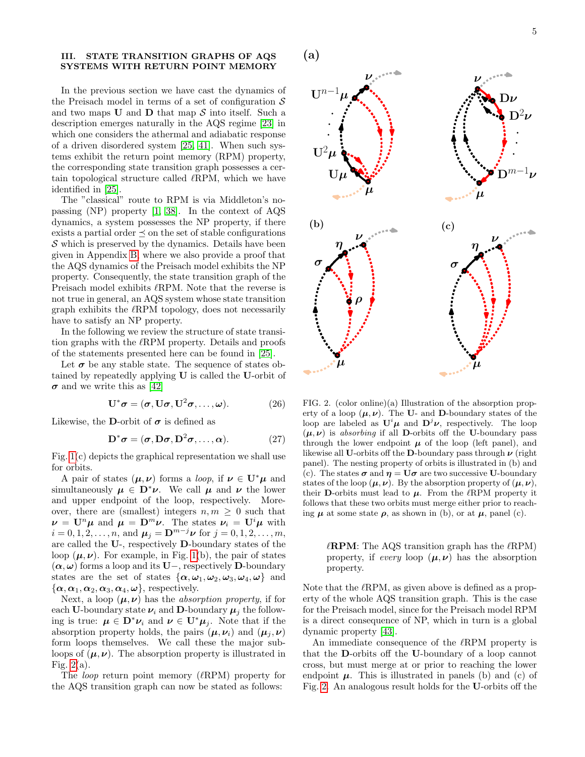## III. STATE TRANSITION GRAPHS OF AQS SYSTEMS WITH RETURN POINT MEMORY

In the previous section we have cast the dynamics of the Preisach model in terms of a set of configuration $\mathcal{S}$ and two maps $\mathbf{U}$ and $\mathbf{D}$ that map $\mathcal{S}$ into itself. Such a description emerges naturally in the AQS regime [23] in which one considers the athermal and adiabatic response of a driven disordered system [25, 41]. When such systems exhibit the return point memory (RPM) property, the corresponding state transition graph possesses a certain topological structure called $\ell$RPM, which we have identified in [25].

The "classical" route to RPM is via Middleton's no-passing (NP) property [1, 38]. In the context of AQS dynamics, a system possesses the NP property, if there exists a partial order $\preceq$ on the set of stable configurations $\mathcal{S}$ which is preserved by the dynamics. Details have been given in Appendix B, where we also provide a proof that the AQS dynamics of the Preisach model exhibits the NP property. Consequently, the state transition graph of the Preisach model exhibits $\ell$RPM. Note that the reverse is not true in general, an AQS system whose state transition graph exhibits the $\ell$RPM topology, does not necessarily have to satisfy an NP property.

In the following we review the structure of state transition graphs with the $\ell$RPM property. Details and proofs of the statements presented here can be found in [25].

Let $\boldsymbol{\sigma}$ be any stable state. The sequence of states obtained by repeatedly applying $\mathbf{U}$ is called the $\mathbf{U}$-orbit of $\boldsymbol{\sigma}$ and we write this as [42]

$$\mathbf{U}^*\boldsymbol{\sigma} = (\boldsymbol{\sigma}, \mathbf{U}\boldsymbol{\sigma}, \mathbf{U}^2\boldsymbol{\sigma}, \ldots, \boldsymbol{\omega}). \tag{26}$$

Likewise, the $\mathbf{D}$-orbit of $\boldsymbol{\sigma}$ is defined as

$$\mathbf{D}^*\boldsymbol{\sigma} = (\boldsymbol{\sigma}, \mathbf{D}\boldsymbol{\sigma}, \mathbf{D}^2\boldsymbol{\sigma}, \ldots, \boldsymbol{\alpha}). \tag{27}$$

Fig. 1(c) depicts the graphical representation we shall use for orbits.

A pair of states $(\boldsymbol{\mu}, \boldsymbol{\nu})$ forms a *loop*, if $\boldsymbol{\nu} \in \mathbf{U}^*\boldsymbol{\mu}$ and simultaneously $\boldsymbol{\mu} \in \mathbf{D}^*\boldsymbol{\nu}$. We call $\boldsymbol{\mu}$ and $\boldsymbol{\nu}$ the lower and upper endpoint of the loop, respectively. Moreover, there are (smallest) integers $n, m \geq 0$ such that $\boldsymbol{\nu} = \mathbf{U}^n\boldsymbol{\mu}$ and $\boldsymbol{\mu} = \mathbf{D}^m\boldsymbol{\nu}$. The states $\boldsymbol{\nu}_i = \mathbf{U}^i\boldsymbol{\mu}$ with $i = 0, 1, 2, \ldots, n$, and $\boldsymbol{\mu}_j = \mathbf{D}^{m-j}\boldsymbol{\nu}$ for $j = 0, 1, 2, \ldots, m$, are called the $\mathbf{U}$-, respectively $\mathbf{D}$-boundary states of the loop $(\boldsymbol{\mu}, \boldsymbol{\nu})$. For example, in Fig. 1(b), the pair of states $(\boldsymbol{\alpha}, \boldsymbol{\omega})$ forms a loop and its $\mathbf{U}-$, respectively $\mathbf{D}$-boundary states are the set of states $\{\boldsymbol{\alpha}, \boldsymbol{\omega}_1, \boldsymbol{\omega}_2, \boldsymbol{\omega}_3, \boldsymbol{\omega}_4, \boldsymbol{\omega}\}$ and $\{\boldsymbol{\alpha}, \boldsymbol{\alpha}_1, \boldsymbol{\alpha}_2, \boldsymbol{\alpha}_3, \boldsymbol{\alpha}_4, \boldsymbol{\omega}\}$, respectively.

Next, a loop $(\boldsymbol{\mu}, \boldsymbol{\nu})$ has the *absorption property*, if for each $\mathbf{U}$-boundary state $\boldsymbol{\nu}_i$ and $\mathbf{D}$-boundary $\boldsymbol{\mu}_j$ the following is true: $\boldsymbol{\mu} \in \mathbf{D}^*\boldsymbol{\nu}_i$ and $\boldsymbol{\nu} \in \mathbf{U}^*\boldsymbol{\mu}_j$. Note that if the absorption property holds, the pairs $(\boldsymbol{\mu}, \boldsymbol{\nu}_i)$ and $(\boldsymbol{\mu}_j, \boldsymbol{\nu})$ form loops themselves. We call these the major subloops of $(\boldsymbol{\mu}, \boldsymbol{\nu})$. The absorption property is illustrated in Fig. 2(a).

The *loop* return point memory ($\ell$RPM) property for the AQS transition graph can now be stated as follows:

FIG. 2. (color online)(a) Illustration of the absorption property of a loop $(\boldsymbol{\mu}, \boldsymbol{\nu})$. The $\mathbf{U}$- and $\mathbf{D}$-boundary states of the loop are labeled as $\mathbf{U}^i\boldsymbol{\mu}$ and $\mathbf{D}^j\boldsymbol{\nu}$, respectively. The loop $(\boldsymbol{\mu}, \boldsymbol{\nu})$ is *absorbing* if all $\mathbf{D}$-orbits off the $\mathbf{U}$-boundary pass through the lower endpoint $\boldsymbol{\mu}$ of the loop (left panel), and likewise all $\mathbf{U}$-orbits off the $\mathbf{D}$-boundary pass through $\boldsymbol{\nu}$ (right panel). The nesting property of orbits is illustrated in (b) and (c). The states $\boldsymbol{\sigma}$ and $\boldsymbol{\eta} = \mathbf{U}\boldsymbol{\sigma}$ are two successive $\mathbf{U}$-boundary states of the loop $(\boldsymbol{\mu}, \boldsymbol{\nu})$. By the absorption property of $(\boldsymbol{\mu}, \boldsymbol{\nu})$, their $\mathbf{D}$-orbits must lead to $\boldsymbol{\mu}$. From the $\ell$RPM property it follows that these two orbits must merge either prior to reaching $\boldsymbol{\mu}$ at some state $\boldsymbol{\rho}$, as shown in (b), or at $\boldsymbol{\mu}$, panel (c).

> **$\ell$RPM**: The AQS transition graph has the $\ell$RPM) property, if *every* loop $(\boldsymbol{\mu}, \boldsymbol{\nu})$ has the absorption property.

Note that the $\ell$RPM, as given above is defined as a property of the whole AQS transition graph. This is the case for the Preisach model, since for the Preisach model RPM is a direct consequence of NP, which in turn is a global dynamic property [43].

An immediate consequence of the $\ell$RPM property is that the $\mathbf{D}$-orbits off the $\mathbf{U}$-boundary of a loop cannot cross, but must merge at or prior to reaching the lower endpoint $\boldsymbol{\mu}$. This is illustrated in panels (b) and (c) of Fig. 2. An analogous result holds for the $\mathbf{U}$-orbits off the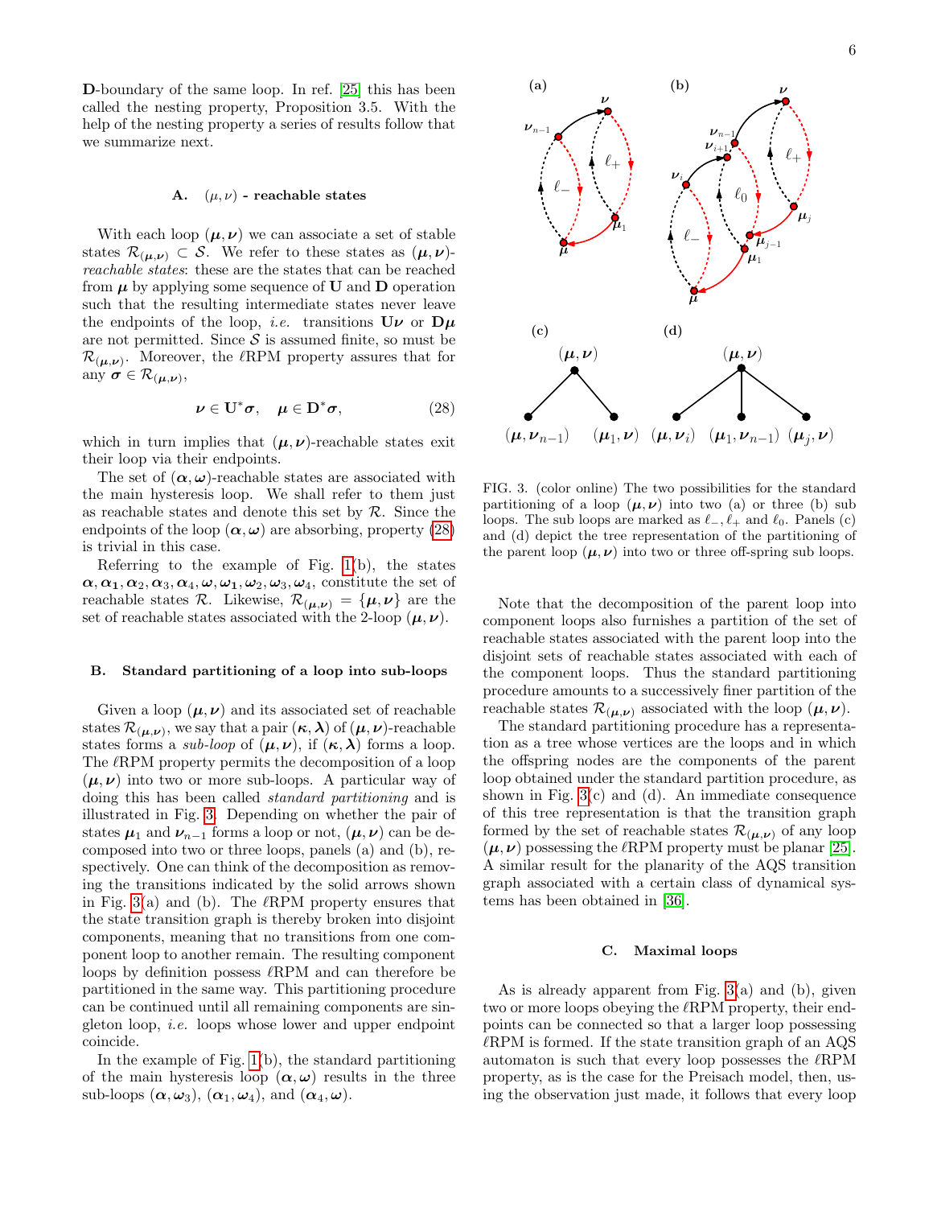**D**-boundary of the same loop. In ref. [25] this has been called the nesting property, Proposition 3.5. With the help of the nesting property a series of results follow that we summarize next.

### A. $(\mu, \nu)$ - reachable states

With each loop $(\boldsymbol{\mu}, \boldsymbol{\nu})$ we can associate a set of stable states $\mathcal{R}_{(\boldsymbol{\mu},\boldsymbol{\nu})} \subset \mathcal{S}$. We refer to these states as $(\boldsymbol{\mu}, \boldsymbol{\nu})$-*reachable states*: these are the states that can be reached from $\boldsymbol{\mu}$ by applying some sequence of **U** and **D** operation such that the resulting intermediate states never leave the endpoints of the loop, *i.e.* transitions $\mathbf{U}\boldsymbol{\nu}$ or $\mathbf{D}\boldsymbol{\mu}$ are not permitted. Since $\mathcal{S}$ is assumed finite, so must be $\mathcal{R}_{(\boldsymbol{\mu},\boldsymbol{\nu})}$. Moreover, the $\ell$RPM property assures that for any $\boldsymbol{\sigma} \in \mathcal{R}_{(\boldsymbol{\mu},\boldsymbol{\nu})}$,

$$\boldsymbol{\nu} \in \mathbf{U}^*\boldsymbol{\sigma}, \quad \boldsymbol{\mu} \in \mathbf{D}^*\boldsymbol{\sigma}, \tag{28}$$

which in turn implies that $(\boldsymbol{\mu}, \boldsymbol{\nu})$-reachable states exit their loop via their endpoints.

The set of $(\boldsymbol{\alpha}, \boldsymbol{\omega})$-reachable states are associated with the main hysteresis loop. We shall refer to them just as reachable states and denote this set by $\mathcal{R}$. Since the endpoints of the loop $(\boldsymbol{\alpha}, \boldsymbol{\omega})$ are absorbing, property (28) is trivial in this case.

Referring to the example of Fig. 1(b), the states $\boldsymbol{\alpha}, \boldsymbol{\alpha_1}, \boldsymbol{\alpha}_2, \boldsymbol{\alpha}_3, \boldsymbol{\alpha}_4, \boldsymbol{\omega}, \boldsymbol{\omega_1}, \boldsymbol{\omega}_2, \boldsymbol{\omega}_3, \boldsymbol{\omega}_4$, constitute the set of reachable states $\mathcal{R}$. Likewise, $\mathcal{R}_{(\boldsymbol{\mu},\boldsymbol{\nu})} = \{\boldsymbol{\mu}, \boldsymbol{\nu}\}$ are the set of reachable states associated with the 2-loop $(\boldsymbol{\mu}, \boldsymbol{\nu})$.

### B. Standard partitioning of a loop into sub-loops

Given a loop $(\boldsymbol{\mu}, \boldsymbol{\nu})$ and its associated set of reachable states $\mathcal{R}_{(\boldsymbol{\mu},\boldsymbol{\nu})}$, we say that a pair $(\boldsymbol{\kappa}, \boldsymbol{\lambda})$ of $(\boldsymbol{\mu}, \boldsymbol{\nu})$-reachable states forms a *sub-loop* of $(\boldsymbol{\mu}, \boldsymbol{\nu})$, if $(\boldsymbol{\kappa}, \boldsymbol{\lambda})$ forms a loop. The $\ell$RPM property permits the decomposition of a loop $(\boldsymbol{\mu}, \boldsymbol{\nu})$ into two or more sub-loops. A particular way of doing this has been called *standard partitioning* and is illustrated in Fig. 3. Depending on whether the pair of states $\boldsymbol{\mu}_1$ and $\boldsymbol{\nu}_{n-1}$ forms a loop or not, $(\boldsymbol{\mu}, \boldsymbol{\nu})$ can be decomposed into two or three loops, panels (a) and (b), respectively. One can think of the decomposition as removing the transitions indicated by the solid arrows shown in Fig. 3(a) and (b). The $\ell$RPM property ensures that the state transition graph is thereby broken into disjoint components, meaning that no transitions from one component loop to another remain. The resulting component loops by definition possess $\ell$RPM and can therefore be partitioned in the same way. This partitioning procedure can be continued until all remaining components are singleton loop, *i.e.* loops whose lower and upper endpoint coincide.

In the example of Fig. 1(b), the standard partitioning of the main hysteresis loop $(\boldsymbol{\alpha}, \boldsymbol{\omega})$ results in the three sub-loops $(\boldsymbol{\alpha}, \boldsymbol{\omega}_3)$, $(\boldsymbol{\alpha}_1, \boldsymbol{\omega}_4)$, and $(\boldsymbol{\alpha}_4, \boldsymbol{\omega})$.

FIG. 3. (color online) The two possibilities for the standard partitioning of a loop $(\boldsymbol{\mu}, \boldsymbol{\nu})$ into two (a) or three (b) sub loops. The sub loops are marked as $\ell_-$, $\ell_+$ and $\ell_0$. Panels (c) and (d) depict the tree representation of the partitioning of the parent loop $(\boldsymbol{\mu}, \boldsymbol{\nu})$ into two or three off-spring sub loops.

Note that the decomposition of the parent loop into component loops also furnishes a partition of the set of reachable states associated with the parent loop into the disjoint sets of reachable states associated with each of the component loops. Thus the standard partitioning procedure amounts to a successively finer partition of the reachable states $\mathcal{R}_{(\boldsymbol{\mu},\boldsymbol{\nu})}$ associated with the loop $(\boldsymbol{\mu}, \boldsymbol{\nu})$.

The standard partitioning procedure has a representation as a tree whose vertices are the loops and in which the offspring nodes are the components of the parent loop obtained under the standard partition procedure, as shown in Fig. 3(c) and (d). An immediate consequence of this tree representation is that the transition graph formed by the set of reachable states $\mathcal{R}_{(\boldsymbol{\mu},\boldsymbol{\nu})}$ of any loop $(\boldsymbol{\mu}, \boldsymbol{\nu})$ possessing the $\ell$RPM property must be planar [25]. A similar result for the planarity of the AQS transition graph associated with a certain class of dynamical systems has been obtained in [36].

### C. Maximal loops

As is already apparent from Fig. 3(a) and (b), given two or more loops obeying the $\ell$RPM property, their endpoints can be connected so that a larger loop possessing $\ell$RPM is formed. If the state transition graph of an AQS automaton is such that every loop possesses the $\ell$RPM property, as is the case for the Preisach model, then, using the observation just made, it follows that every loop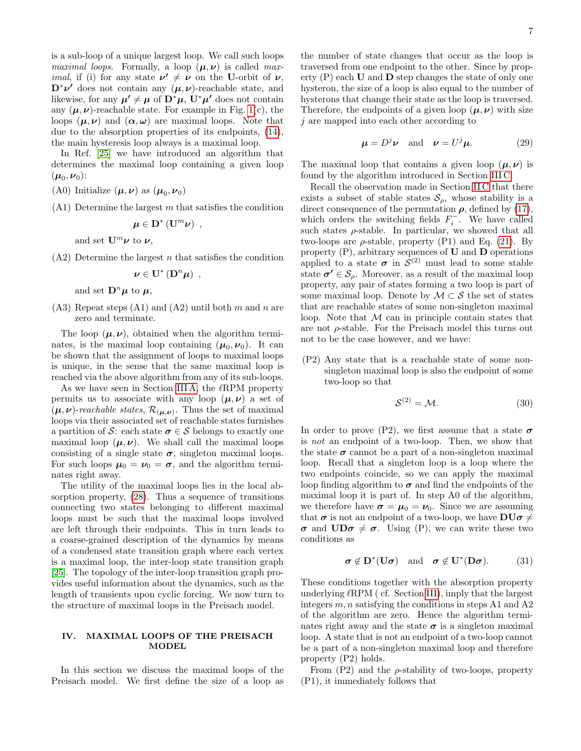is a sub-loop of a unique largest loop. We call such loops *maximal loops*. Formally, a loop $(\boldsymbol{\mu}, \boldsymbol{\nu})$ is called *maximal*, if (i) for any state $\boldsymbol{\nu'} \neq \boldsymbol{\nu}$ on the $\mathbf{U}$-orbit of $\boldsymbol{\nu}$, $\mathbf{D}^*\boldsymbol{\nu'}$ does not contain any $(\boldsymbol{\mu}, \boldsymbol{\nu})$-reachable state, and likewise, for any $\boldsymbol{\mu'} \neq \boldsymbol{\mu}$ of $\mathbf{D}^*\boldsymbol{\mu}$, $\mathbf{U}^*\boldsymbol{\mu'}$ does not contain any $(\boldsymbol{\mu}, \boldsymbol{\nu})$-reachable state. For example in Fig. 1(c), the loops $(\boldsymbol{\mu}, \boldsymbol{\nu})$ and $(\boldsymbol{\alpha}, \boldsymbol{\omega})$ are maximal loops. Note that due to the absorption properties of its endpoints, (14), the main hysteresis loop always is a maximal loop.

In Ref. [25] we have introduced an algorithm that determines the maximal loop containing a given loop $(\boldsymbol{\mu}_0, \boldsymbol{\nu}_0)$:

(A0) Initialize $(\boldsymbol{\mu}, \boldsymbol{\nu})$ as $(\boldsymbol{\mu}_0, \boldsymbol{\nu}_0)$

(A1) Determine the largest $m$ that satisfies the condition

$$\boldsymbol{\mu} \in \mathbf{D}^* \left( \mathbf{U}^m \boldsymbol{\nu} \right) \ ,$$

and set $\mathbf{U}^m \boldsymbol{\nu}$ to $\boldsymbol{\nu}$,

(A2) Determine the largest $n$ that satisfies the condition

$$\boldsymbol{\nu} \in \mathbf{U}^* \left( \mathbf{D}^n \boldsymbol{\mu} \right) \ ,$$

and set $\mathbf{D}^n \boldsymbol{\mu}$ to $\boldsymbol{\mu}$,

(A3) Repeat steps (A1) and (A2) until both $m$ and $n$ are zero and terminate.

The loop $(\boldsymbol{\mu}, \boldsymbol{\nu})$, obtained when the algorithm terminates, is the maximal loop containing $(\boldsymbol{\mu}_0, \boldsymbol{\nu}_0)$. It can be shown that the assignment of loops to maximal loops is unique, in the sense that the same maximal loop is reached via the above algorithm from any of its sub-loops.

As we have seen in Section III A, the $\ell$RPM property permits us to associate with any loop $(\boldsymbol{\mu}, \boldsymbol{\nu})$ a set of $(\boldsymbol{\mu}, \boldsymbol{\nu})$*-reachable states*, $\mathcal{R}_{(\boldsymbol{\mu}, \boldsymbol{\nu})}$. Thus the set of maximal loops via their associated set of reachable states furnishes a partition of $\mathcal{S}$: each state $\boldsymbol{\sigma} \in \mathcal{S}$ belongs to exactly one maximal loop $(\boldsymbol{\mu}, \boldsymbol{\nu})$. We shall call the maximal loops consisting of a single state $\boldsymbol{\sigma}$, singleton maximal loops. For such loops $\boldsymbol{\mu}_0 = \boldsymbol{\nu}_0 = \boldsymbol{\sigma}$, and the algorithm terminates right away.

The utility of the maximal loops lies in the local absorption property, (28). Thus a sequence of transitions connecting two states belonging to different maximal loops must be such that the maximal loops involved are left through their endpoints. This in turn leads to a coarse-grained description of the dynamics by means of a condensed state transition graph where each vertex is a maximal loop, the inter-loop state transition graph [25]. The topology of the inter-loop transition graph provides useful information about the dynamics, such as the length of transients upon cyclic forcing. We now turn to the structure of maximal loops in the Preisach model.

## IV. MAXIMAL LOOPS OF THE PREISACH MODEL

In this section we discuss the maximal loops of the Preisach model. We first define the size of a loop as the number of state changes that occur as the loop is traversed from one endpoint to the other. Since by property (P) each $\mathbf{U}$ and $\mathbf{D}$ step changes the state of only one hysteron, the size of a loop is also equal to the number of hysterons that change their state as the loop is traversed. Therefore, the endpoints of a given loop $(\boldsymbol{\mu}, \boldsymbol{\nu})$ with size $j$ are mapped into each other according to

$$\boldsymbol{\mu} = D^j \boldsymbol{\nu} \quad \text{and} \quad \boldsymbol{\nu} = U^j \boldsymbol{\mu}. \tag{29}$$

The maximal loop that contains a given loop $(\boldsymbol{\mu}, \boldsymbol{\nu})$ is found by the algorithm introduced in Section III C.

Recall the observation made in Section II C that there exists a subset of stable states $\mathcal{S}_\rho$, whose stability is a direct consequence of the permutation $\boldsymbol{\rho}$, defined by (17), which orders the switching fields $F_i^-$. We have called such states $\rho$-stable. In particular, we showed that all two-loops are $\rho$-stable, property (P1) and Eq. (21). By property (P), arbitrary sequences of $\mathbf{U}$ and $\mathbf{D}$ operations applied to a state $\boldsymbol{\sigma}$ in $\mathcal{S}^{(2)}$ must lead to some stable state $\boldsymbol{\sigma'} \in \mathcal{S}_\rho$. Moreover, as a result of the maximal loop property, any pair of states forming a two loop is part of some maximal loop. Denote by $\mathcal{M} \subset \mathcal{S}$ the set of states that are reachable states of some non-singleton maximal loop. Note that $\mathcal{M}$ can in principle contain states that are not $\rho$-stable. For the Preisach model this turns out not to be the case however, and we have:

(P2) Any state that is a reachable state of some non-singleton maximal loop is also the endpoint of some two-loop so that

$$\mathcal{S}^{(2)} = \mathcal{M}. \tag{30}$$

In order to prove (P2), we first assume that a state $\boldsymbol{\sigma}$ is *not* an endpoint of a two-loop. Then, we show that the state $\boldsymbol{\sigma}$ cannot be a part of a non-singleton maximal loop. Recall that a singleton loop is a loop where the two endpoints coincide, so we can apply the maximal loop finding algorithm to $\boldsymbol{\sigma}$ and find the endpoints of the maximal loop it is part of. In step A0 of the algorithm, we therefore have $\boldsymbol{\sigma} = \boldsymbol{\mu}_0 = \boldsymbol{\nu}_0$. Since we are assuming that $\boldsymbol{\sigma}$ is not an endpoint of a two-loop, we have $\mathbf{DU}\boldsymbol{\sigma} \neq \boldsymbol{\sigma}$ and $\mathbf{UD}\boldsymbol{\sigma} \neq \boldsymbol{\sigma}$. Using (P), we can write these two conditions as

$$\boldsymbol{\sigma} \notin \mathbf{D}^*(\mathbf{U}\boldsymbol{\sigma}) \quad \text{and} \quad \boldsymbol{\sigma} \notin \mathbf{U}^*(\mathbf{D}\boldsymbol{\sigma}). \tag{31}$$

These conditions together with the absorption property underlying $\ell$RPM ( cf. Section III), imply that the largest integers $m, n$ satisfying the conditions in steps A1 and A2 of the algorithm are zero. Hence the algorithm terminates right away and the state $\boldsymbol{\sigma}$ is a singleton maximal loop. A state that is not an endpoint of a two-loop cannot be a part of a non-singleton maximal loop and therefore property (P2) holds.

From (P2) and the $\rho$-stability of two-loops, property (P1), it immediately follows that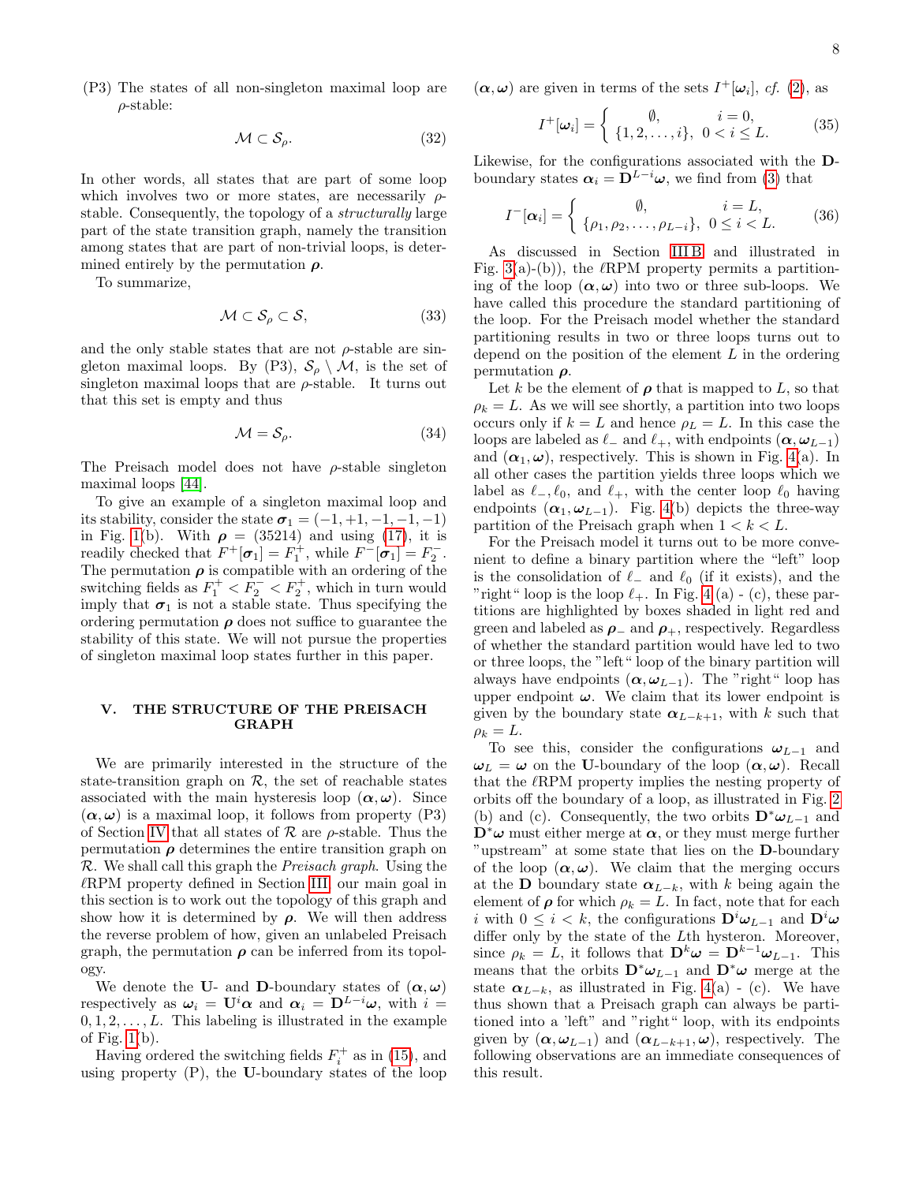(P3) The states of all non-singleton maximal loop are $\rho$-stable:

$$\mathcal{M} \subset \mathcal{S}_\rho. \tag{32}$$

In other words, all states that are part of some loop which involves two or more states, are necessarily $\rho$-stable. Consequently, the topology of a *structurally* large part of the state transition graph, namely the transition among states that are part of non-trivial loops, is determined entirely by the permutation $\boldsymbol{\rho}$.

To summarize,

$$\mathcal{M} \subset \mathcal{S}_\rho \subset \mathcal{S}, \tag{33}$$

and the only stable states that are not $\rho$-stable are singleton maximal loops. By (P3), $\mathcal{S}_\rho \setminus \mathcal{M}$, is the set of singleton maximal loops that are $\rho$-stable. It turns out that this set is empty and thus

$$\mathcal{M} = \mathcal{S}_\rho. \tag{34}$$

The Preisach model does not have $\rho$-stable singleton maximal loops [44].

To give an example of a singleton maximal loop and its stability, consider the state $\boldsymbol{\sigma}_1 = (-1, +1, -1, -1, -1)$ in Fig. 1(b). With $\boldsymbol{\rho} = (35214)$ and using (17), it is readily checked that $F^+[\boldsymbol{\sigma}_1] = F_1^+$, while $F^-[\boldsymbol{\sigma}_1] = F_2^-$. The permutation $\boldsymbol{\rho}$ is compatible with an ordering of the switching fields as $F_1^+ < F_2^- < F_2^+$, which in turn would imply that $\boldsymbol{\sigma}_1$ is not a stable state. Thus specifying the ordering permutation $\boldsymbol{\rho}$ does not suffice to guarantee the stability of this state. We will not pursue the properties of singleton maximal loop states further in this paper.

## V. THE STRUCTURE OF THE PREISACH GRAPH

We are primarily interested in the structure of the state-transition graph on $\mathcal{R}$, the set of reachable states associated with the main hysteresis loop $(\boldsymbol{\alpha}, \boldsymbol{\omega})$. Since $(\boldsymbol{\alpha}, \boldsymbol{\omega})$ is a maximal loop, it follows from property (P3) of Section IV that all states of $\mathcal{R}$ are $\rho$-stable. Thus the permutation $\boldsymbol{\rho}$ determines the entire transition graph on $\mathcal{R}$. We shall call this graph the *Preisach graph*. Using the $\ell$RPM property defined in Section III, our main goal in this section is to work out the topology of this graph and show how it is determined by $\boldsymbol{\rho}$. We will then address the reverse problem of how, given an unlabeled Preisach graph, the permutation $\boldsymbol{\rho}$ can be inferred from its topology.

We denote the $\mathbf{U}$- and $\mathbf{D}$-boundary states of $(\boldsymbol{\alpha}, \boldsymbol{\omega})$ respectively as $\boldsymbol{\omega}_i = \mathbf{U}^i \boldsymbol{\alpha}$ and $\boldsymbol{\alpha}_i = \mathbf{D}^{L-i} \boldsymbol{\omega}$, with $i = 0, 1, 2, \ldots, L$. This labeling is illustrated in the example of Fig. 1(b).

Having ordered the switching fields $F_i^+$ as in (15), and using property (P), the $\mathbf{U}$-boundary states of the loop $(\boldsymbol{\alpha}, \boldsymbol{\omega})$ are given in terms of the sets $I^+[\boldsymbol{\omega}_i]$, *cf.* (2), as

$$I^+[\boldsymbol{\omega}_i] = \left\{ \begin{array}{cc} \emptyset, & i = 0, \\ \{1, 2, \ldots, i\}, & 0 < i \leq L. \end{array} \right. \tag{35}$$

Likewise, for the configurations associated with the $\mathbf{D}$-boundary states $\boldsymbol{\alpha}_i = \mathbf{D}^{L-i} \boldsymbol{\omega}$, we find from (3) that

$$I^-[\boldsymbol{\alpha}_i] = \left\{ \begin{array}{cc} \emptyset, & i = L, \\ \{\rho_1, \rho_2, \ldots, \rho_{L-i}\}, & 0 \leq i < L. \end{array} \right. \tag{36}$$

As discussed in Section III B and illustrated in Fig. 3(a)-(b)), the $\ell$RPM property permits a partitioning of the loop $(\boldsymbol{\alpha}, \boldsymbol{\omega})$ into two or three sub-loops. We have called this procedure the standard partitioning of the loop. For the Preisach model whether the standard partitioning results in two or three loops turns out to depend on the position of the element $L$ in the ordering permutation $\boldsymbol{\rho}$.

Let $k$ be the element of $\boldsymbol{\rho}$ that is mapped to $L$, so that $\rho_k = L$. As we will see shortly, a partition into two loops occurs only if $k = L$ and hence $\rho_L = L$. In this case the loops are labeled as $\ell_-$ and $\ell_+$, with endpoints $(\boldsymbol{\alpha}, \boldsymbol{\omega}_{L-1})$ and $(\boldsymbol{\alpha}_1, \boldsymbol{\omega})$, respectively. This is shown in Fig. 4(a). In all other cases the partition yields three loops which we label as $\ell_-, \ell_0$, and $\ell_+$, with the center loop $\ell_0$ having endpoints $(\boldsymbol{\alpha}_1, \boldsymbol{\omega}_{L-1})$. Fig. 4(b) depicts the three-way partition of the Preisach graph when $1 < k < L$.

For the Preisach model it turns out to be more convenient to define a binary partition where the "left" loop is the consolidation of $\ell_-$ and $\ell_0$ (if it exists), and the "right" loop is the loop $\ell_+$. In Fig. 4 (a) - (c), these partitions are highlighted by boxes shaded in light red and green and labeled as $\boldsymbol{\rho}_-$ and $\boldsymbol{\rho}_+$, respectively. Regardless of whether the standard partition would have led to two or three loops, the "left" loop of the binary partition will always have endpoints $(\boldsymbol{\alpha}, \boldsymbol{\omega}_{L-1})$. The "right" loop has upper endpoint $\boldsymbol{\omega}$. We claim that its lower endpoint is given by the boundary state $\boldsymbol{\alpha}_{L-k+1}$, with $k$ such that $\rho_k = L$.

To see this, consider the configurations $\boldsymbol{\omega}_{L-1}$ and $\boldsymbol{\omega}_L = \boldsymbol{\omega}$ on the $\mathbf{U}$-boundary of the loop $(\boldsymbol{\alpha}, \boldsymbol{\omega})$. Recall that the $\ell$RPM property implies the nesting property of orbits off the boundary of a loop, as illustrated in Fig. 2 (b) and (c). Consequently, the two orbits $\mathbf{D}^* \boldsymbol{\omega}_{L-1}$ and $\mathbf{D}^* \boldsymbol{\omega}$ must either merge at $\boldsymbol{\alpha}$, or they must merge further "upstream" at some state that lies on the $\mathbf{D}$-boundary of the loop $(\boldsymbol{\alpha}, \boldsymbol{\omega})$. We claim that the merging occurs at the $\mathbf{D}$ boundary state $\boldsymbol{\alpha}_{L-k}$, with $k$ being again the element of $\boldsymbol{\rho}$ for which $\rho_k = L$. In fact, note that for each $i$ with $0 \leq i < k$, the configurations $\mathbf{D}^i \boldsymbol{\omega}_{L-1}$ and $\mathbf{D}^i \boldsymbol{\omega}$ differ only by the state of the $L$th hysteron. Moreover, since $\rho_k = L$, it follows that $\mathbf{D}^k \boldsymbol{\omega} = \mathbf{D}^{k-1} \boldsymbol{\omega}_{L-1}$. This means that the orbits $\mathbf{D}^* \boldsymbol{\omega}_{L-1}$ and $\mathbf{D}^* \boldsymbol{\omega}$ merge at the state $\boldsymbol{\alpha}_{L-k}$, as illustrated in Fig. 4(a) - (c). We have thus shown that a Preisach graph can always be partitioned into a 'left" and "right" loop, with its endpoints given by $(\boldsymbol{\alpha}, \boldsymbol{\omega}_{L-1})$ and $(\boldsymbol{\alpha}_{L-k+1}, \boldsymbol{\omega})$, respectively. The following observations are an immediate consequences of this result.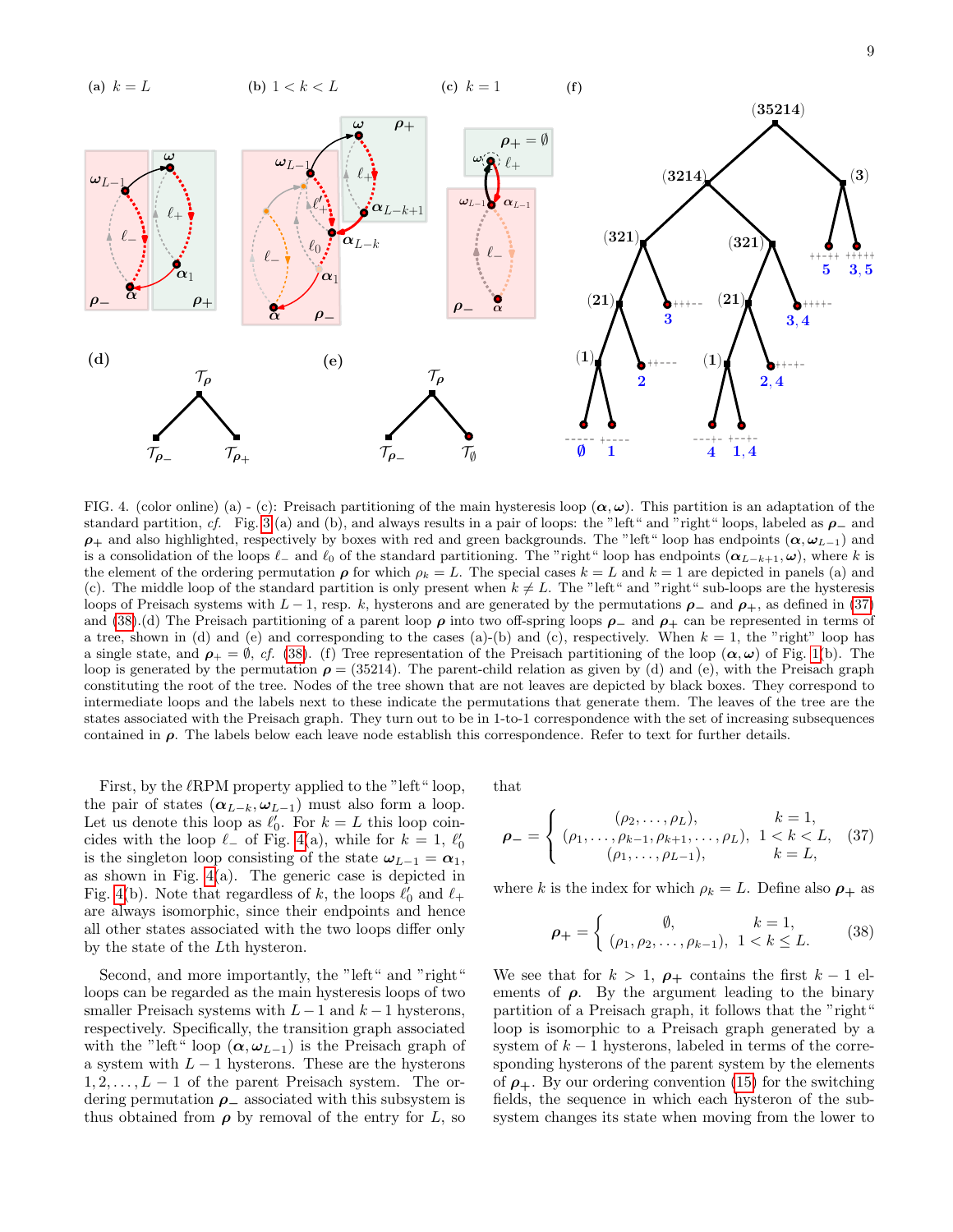FIG. 4. (color online) (a) - (c): Preisach partitioning of the main hysteresis loop $(\boldsymbol{\alpha}, \boldsymbol{\omega})$. This partition is an adaptation of the standard partition, *cf.* Fig. 3(a) and (b), and always results in a pair of loops: the "left" and "right" loops, labeled as $\boldsymbol{\rho}_-$ and $\boldsymbol{\rho}_+$ and also highlighted, respectively by boxes with red and green backgrounds. The "left" loop has endpoints $(\boldsymbol{\alpha}, \boldsymbol{\omega}_{L-1})$ and is a consolidation of the loops $\ell_-$ and $\ell_0$ of the standard partitioning. The "right" loop has endpoints $(\boldsymbol{\alpha}_{L-k+1}, \boldsymbol{\omega})$, where $k$ is the element of the ordering permutation $\boldsymbol{\rho}$ for which $\rho_k = L$. The special cases $k = L$ and $k = 1$ are depicted in panels (a) and (c). The middle loop of the standard partition is only present when $k \neq L$. The "left" and "right" sub-loops are the hysteresis loops of Preisach systems with $L-1$, resp. $k$, hysterons and are generated by the permutations $\boldsymbol{\rho}_-$ and $\boldsymbol{\rho}_+$, as defined in (37) and (38).(d) The Preisach partitioning of a parent loop $\boldsymbol{\rho}$ into two off-spring loops $\boldsymbol{\rho}_-$ and $\boldsymbol{\rho}_+$ can be represented in terms of a tree, shown in (d) and (e) and corresponding to the cases (a)-(b) and (c), respectively. When $k = 1$, the "right" loop has a single state, and $\boldsymbol{\rho}_+ = \emptyset$, *cf.* (38). (f) Tree representation of the Preisach partitioning of the loop $(\boldsymbol{\alpha}, \boldsymbol{\omega})$ of Fig. 1(b). The loop is generated by the permutation $\boldsymbol{\rho} = (35214)$. The parent-child relation as given by (d) and (e), with the Preisach graph constituting the root of the tree. Nodes of the tree shown that are not leaves are depicted by black boxes. They correspond to intermediate loops and the labels next to these indicate the permutations that generate them. The leaves of the tree are the states associated with the Preisach graph. They turn out to be in 1-to-1 correspondence with the set of increasing subsequences contained in $\boldsymbol{\rho}$. The labels below each leave node establish this correspondence. Refer to text for further details.

First, by the $\ell$RPM property applied to the "left" loop, the pair of states $(\boldsymbol{\alpha}_{L-k}, \boldsymbol{\omega}_{L-1})$ must also form a loop. Let us denote this loop as $\ell_0'$. For $k = L$ this loop coincides with the loop $\ell_-$ of Fig. 4(a), while for $k = 1$, $\ell_0'$ is the singleton loop consisting of the state $\boldsymbol{\omega}_{L-1} = \boldsymbol{\alpha}_1$, as shown in Fig. 4(a). The generic case is depicted in Fig. 4(b). Note that regardless of $k$, the loops $\ell_0'$ and $\ell_+$ are always isomorphic, since their endpoints and hence all other states associated with the two loops differ only by the state of the $L$th hysteron.

Second, and more importantly, the "left" and "right" loops can be regarded as the main hysteresis loops of two smaller Preisach systems with $L-1$ and $k-1$ hysterons, respectively. Specifically, the transition graph associated with the "left" loop $(\boldsymbol{\alpha}, \boldsymbol{\omega}_{L-1})$ is the Preisach graph of a system with $L-1$ hysterons. These are the hysterons $1, 2, \ldots, L-1$ of the parent Preisach system. The ordering permutation $\boldsymbol{\rho}_-$ associated with this subsystem is thus obtained from $\boldsymbol{\rho}$ by removal of the entry for $L$, so that

$$
\boldsymbol{\rho}_- = \begin{cases} (\rho_2, \ldots, \rho_L), & k = 1, \\ (\rho_1, \ldots, \rho_{k-1}, \rho_{k+1}, \ldots, \rho_L), & 1 < k < L, \\ (\rho_1, \ldots, \rho_{L-1}), & k = L, \end{cases} \tag{37}
$$

where $k$ is the index for which $\rho_k = L$. Define also $\boldsymbol{\rho}_+$ as

$$
\boldsymbol{\rho}_+ = \begin{cases} \emptyset, & k = 1, \\ (\rho_1, \rho_2, \ldots, \rho_{k-1}), & 1 < k \leq L. \end{cases} \tag{38}
$$

We see that for $k > 1$, $\boldsymbol{\rho}_+$ contains the first $k-1$ elements of $\boldsymbol{\rho}$. By the argument leading to the binary partition of a Preisach graph, it follows that the "right" loop is isomorphic to a Preisach graph generated by a system of $k-1$ hysterons, labeled in terms of the corresponding hysterons of the parent system by the elements of $\boldsymbol{\rho}_+$. By our ordering convention (15) for the switching fields, the sequence in which each hysteron of the subsystem changes its state when moving from the lower to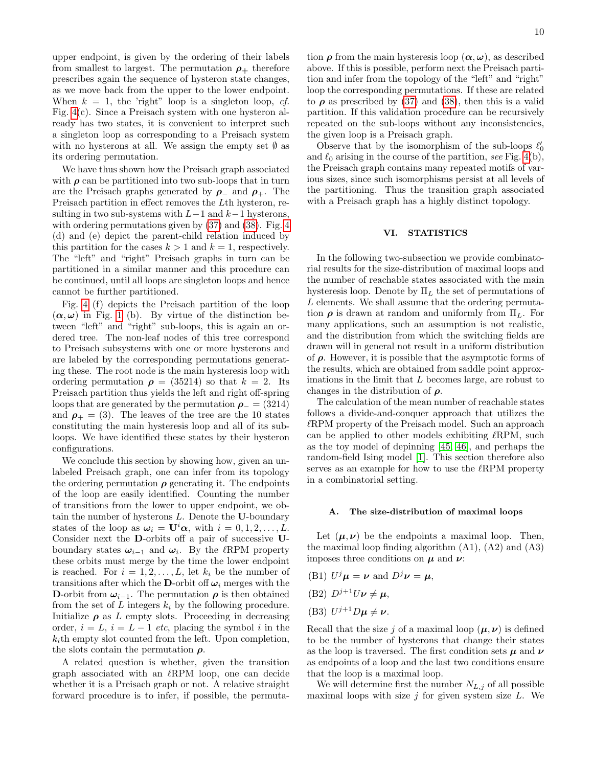upper endpoint, is given by the ordering of their labels from smallest to largest. The permutation $\boldsymbol{\rho}_+$ therefore prescribes again the sequence of hysteron state changes, as we move back from the upper to the lower endpoint. When $k = 1$, the 'right" loop is a singleton loop, *cf.* Fig. 4(c). Since a Preisach system with one hysteron already has two states, it is convenient to interpret such a singleton loop as corresponding to a Preisach system with no hysterons at all. We assign the empty set $\emptyset$ as its ordering permutation.

We have thus shown how the Preisach graph associated with $\boldsymbol{\rho}$ can be partitioned into two sub-loops that in turn are the Preisach graphs generated by $\boldsymbol{\rho}_-$ and $\boldsymbol{\rho}_+$. The Preisach partition in effect removes the $L$th hysteron, resulting in two sub-systems with $L-1$ and $k-1$ hysterons, with ordering permutations given by (37) and (38). Fig. 4 (d) and (e) depict the parent-child relation induced by this partition for the cases $k > 1$ and $k = 1$, respectively. The "left" and "right" Preisach graphs in turn can be partitioned in a similar manner and this procedure can be continued, until all loops are singleton loops and hence cannot be further partitioned.

Fig. 4 (f) depicts the Preisach partition of the loop $(\boldsymbol{\alpha}, \boldsymbol{\omega})$ in Fig. 1 (b). By virtue of the distinction between "left" and "right" sub-loops, this is again an ordered tree. The non-leaf nodes of this tree correspond to Preisach subsystems with one or more hysterons and are labeled by the corresponding permutations generating these. The root node is the main hysteresis loop with ordering permutation $\boldsymbol{\rho} = (35214)$ so that $k = 2$. Its Preisach partition thus yields the left and right off-spring loops that are generated by the permutation $\boldsymbol{\rho}_- = (3214)$ and $\boldsymbol{\rho}_+ = (3)$. The leaves of the tree are the 10 states constituting the main hysteresis loop and all of its sub-loops. We have identified these states by their hysteron configurations.

We conclude this section by showing how, given an unlabeled Preisach graph, one can infer from its topology the ordering permutation $\boldsymbol{\rho}$ generating it. The endpoints of the loop are easily identified. Counting the number of transitions from the lower to upper endpoint, we obtain the number of hysterons $L$. Denote the $\mathbf{U}$-boundary states of the loop as $\boldsymbol{\omega}_i = \mathbf{U}^i \boldsymbol{\alpha}$, with $i = 0, 1, 2, \ldots, L$. Consider next the $\mathbf{D}$-orbits off a pair of successive $\mathbf{U}$-boundary states $\boldsymbol{\omega}_{i-1}$ and $\boldsymbol{\omega}_i$. By the $\ell$RPM property these orbits must merge by the time the lower endpoint is reached. For $i = 1, 2, \ldots, L$, let $k_i$ be the number of transitions after which the $\mathbf{D}$-orbit off $\boldsymbol{\omega}_i$ merges with the $\mathbf{D}$-orbit from $\boldsymbol{\omega}_{i-1}$. The permutation $\boldsymbol{\rho}$ is then obtained from the set of $L$ integers $k_i$ by the following procedure. Initialize $\boldsymbol{\rho}$ as $L$ empty slots. Proceeding in decreasing order, $i = L$, $i = L - 1$ *etc*, placing the symbol $i$ in the $k_i$th empty slot counted from the left. Upon completion, the slots contain the permutation $\boldsymbol{\rho}$.

A related question is whether, given the transition graph associated with an $\ell$RPM loop, one can decide whether it is a Preisach graph or not. A relative straight forward procedure is to infer, if possible, the permutation $\boldsymbol{\rho}$ from the main hysteresis loop $(\boldsymbol{\alpha}, \boldsymbol{\omega})$, as described above. If this is possible, perform next the Preisach partition and infer from the topology of the "left" and "right" loop the corresponding permutations. If these are related to $\boldsymbol{\rho}$ as prescribed by (37) and (38), then this is a valid partition. If this validation procedure can be recursively repeated on the sub-loops without any inconsistencies, the given loop is a Preisach graph.

Observe that by the isomorphism of the sub-loops $\ell_0'$ and $\ell_0$ arising in the course of the partition, *see* Fig. 4(b), the Preisach graph contains many repeated motifs of various sizes, since such isomorphisms persist at all levels of the partitioning. Thus the transition graph associated with a Preisach graph has a highly distinct topology.

## VI. STATISTICS

In the following two-subsection we provide combinatorial results for the size-distribution of maximal loops and the number of reachable states associated with the main hysteresis loop. Denote by $\Pi_L$ the set of permutations of $L$ elements. We shall assume that the ordering permutation $\boldsymbol{\rho}$ is drawn at random and uniformly from $\Pi_L$. For many applications, such an assumption is not realistic, and the distribution from which the switching fields are drawn will in general not result in a uniform distribution of $\boldsymbol{\rho}$. However, it is possible that the asymptotic forms of the results, which are obtained from saddle point approximations in the limit that $L$ becomes large, are robust to changes in the distribution of $\boldsymbol{\rho}$.

The calculation of the mean number of reachable states follows a divide-and-conquer approach that utilizes the $\ell$RPM property of the Preisach model. Such an approach can be applied to other models exhibiting $\ell$RPM, such as the toy model of depinning [45, 46], and perhaps the random-field Ising model [1]. This section therefore also serves as an example for how to use the $\ell$RPM property in a combinatorial setting.

### A. The size-distribution of maximal loops

Let $(\boldsymbol{\mu}, \boldsymbol{\nu})$ be the endpoints a maximal loop. Then, the maximal loop finding algorithm (A1), (A2) and (A3) imposes three conditions on $\boldsymbol{\mu}$ and $\boldsymbol{\nu}$:

(B1) $U^j \boldsymbol{\mu} = \boldsymbol{\nu}$ and $D^j \boldsymbol{\nu} = \boldsymbol{\mu}$,

(B2) $D^{j+1} U \boldsymbol{\nu} \neq \boldsymbol{\mu}$,

(B3) $U^{j+1} D \boldsymbol{\mu} \neq \boldsymbol{\nu}$.

Recall that the size $j$ of a maximal loop $(\boldsymbol{\mu}, \boldsymbol{\nu})$ is defined to be the number of hysterons that change their states as the loop is traversed. The first condition sets $\boldsymbol{\mu}$ and $\boldsymbol{\nu}$ as endpoints of a loop and the last two conditions ensure that the loop is a maximal loop.

We will determine first the number $N_{L,j}$ of all possible maximal loops with size $j$ for given system size $L$. We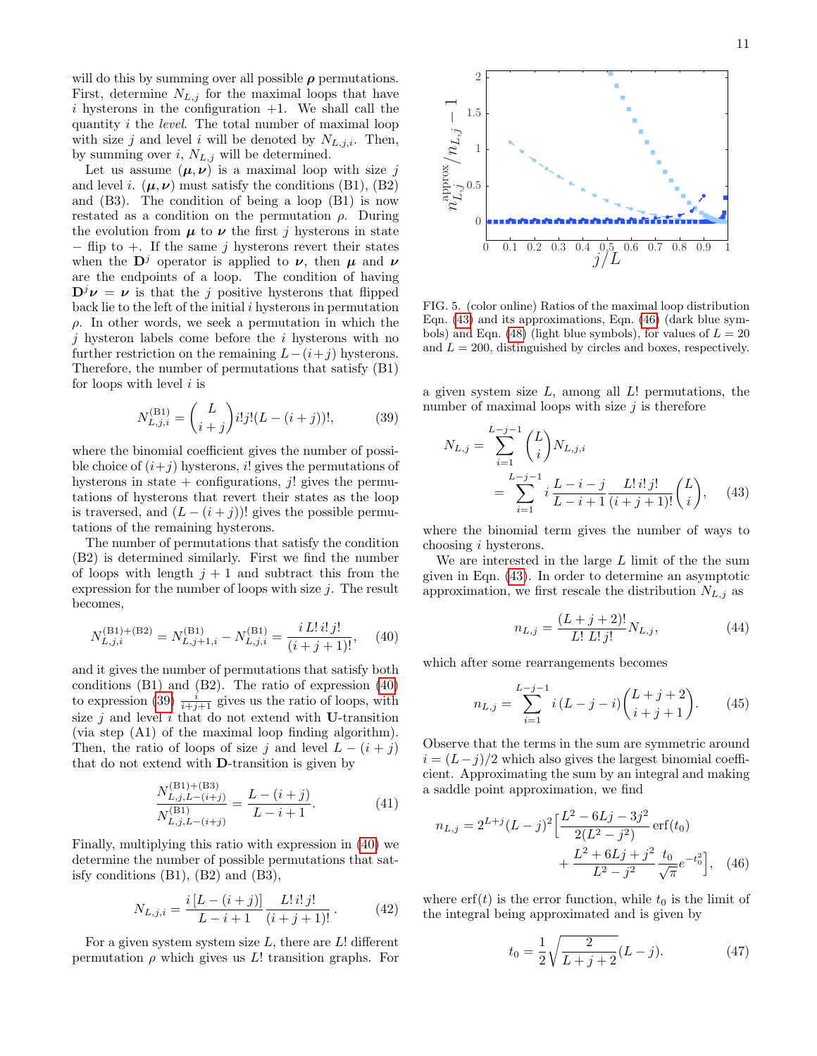will do this by summing over all possible $\boldsymbol{\rho}$ permutations. First, determine $N_{L,j}$ for the maximal loops that have $i$ hysterons in the configuration $+1$. We shall call the quantity $i$ the *level*. The total number of maximal loop with size $j$ and level $i$ will be denoted by $N_{L,j,i}$. Then, by summing over $i$, $N_{L,j}$ will be determined.

Let us assume $(\boldsymbol{\mu}, \boldsymbol{\nu})$ is a maximal loop with size $j$ and level $i$. $(\boldsymbol{\mu}, \boldsymbol{\nu})$ must satisfy the conditions (B1), (B2) and (B3). The condition of being a loop (B1) is now restated as a condition on the permutation $\rho$. During the evolution from $\boldsymbol{\mu}$ to $\boldsymbol{\nu}$ the first $j$ hysterons in state $-$ flip to $+$. If the same $j$ hysterons revert their states when the $\mathbf{D}^j$ operator is applied to $\boldsymbol{\nu}$, then $\boldsymbol{\mu}$ and $\boldsymbol{\nu}$ are the endpoints of a loop. The condition of having $\mathbf{D}^j \boldsymbol{\nu} = \boldsymbol{\nu}$ is that the $j$ positive hysterons that flipped back lie to the left of the initial $i$ hysterons in permutation $\rho$. In other words, we seek a permutation in which the $j$ hysteron labels come before the $i$ hysterons with no further restriction on the remaining $L-(i+j)$ hysterons. Therefore, the number of permutations that satisfy (B1) for loops with level $i$ is

$$N^{(\mathrm{B1})}_{L,j,i} = \binom{L}{i+j} i! j! (L-(i+j))!, \tag{39}$$

where the binomial coefficient gives the number of possible choice of $(i+j)$ hysterons, $i!$ gives the permutations of hysterons in state $+$ configurations, $j!$ gives the permutations of hysterons that revert their states as the loop is traversed, and $(L-(i+j))!$ gives the possible permutations of the remaining hysterons.

The number of permutations that satisfy the condition (B2) is determined similarly. First we find the number of loops with length $j+1$ and subtract this from the expression for the number of loops with size $j$. The result becomes,

$$N^{(\mathrm{B1})+(\mathrm{B2})}_{L,j,i} = N^{(\mathrm{B1})}_{L,j+1,i} - N^{(\mathrm{B1})}_{L,j,i} = \frac{i\, L!\, i!\, j!}{(i+j+1)!}, \tag{40}$$

and it gives the number of permutations that satisfy both conditions (B1) and (B2). The ratio of expression (40) to expression (39) $\frac{i}{i+j+1}$ gives us the ratio of loops, with size $j$ and level $i$ that do not extend with $\mathbf{U}$-transition (via step (A1) of the maximal loop finding algorithm). Then, the ratio of loops of size $j$ and level $L-(i+j)$ that do not extend with $\mathbf{D}$-transition is given by

$$\frac{N^{(\mathrm{B1})+(\mathrm{B3})}_{L,j,L-(i+j)}}{N^{(\mathrm{B1})}_{L,j,L-(i+j)}} = \frac{L-(i+j)}{L-i+1}. \tag{41}$$

Finally, multiplying this ratio with expression in (40) we determine the number of possible permutations that satisfy conditions (B1), (B2) and (B3),

$$N_{L,j,i} = \frac{i\,[L-(i+j)]}{L-i+1} \frac{L!\, i!\, j!}{(i+j+1)!}. \tag{42}$$

For a given system system size $L$, there are $L!$ different permutation $\rho$ which gives us $L!$ transition graphs. For a given system size $L$, among all $L!$ permutations, the number of maximal loops with size $j$ is therefore

$$\begin{aligned} N_{L,j} &= \sum_{i=1}^{L-j-1} \binom{L}{i} N_{L,j,i} \\ &= \sum_{i=1}^{L-j-1} i\, \frac{L-i-j}{L-i+1} \frac{L!\, i!\, j!}{(i+j+1)!} \binom{L}{i}, \end{aligned} \tag{43}$$

where the binomial term gives the number of ways to choosing $i$ hysterons.

We are interested in the large $L$ limit of the the sum given in Eqn. (43). In order to determine an asymptotic approximation, we first rescale the distribution $N_{L,j}$ as

$$n_{L,j} = \frac{(L+j+2)!}{L!\; L!\; j!} N_{L,j}, \tag{44}$$

which after some rearrangements becomes

$$n_{L,j} = \sum_{i=1}^{L-j-1} i\,(L-j-i) \binom{L+j+2}{i+j+1}. \tag{45}$$

Observe that the terms in the sum are symmetric around $i=(L-j)/2$ which also gives the largest binomial coefficient. Approximating the sum by an integral and making a saddle point approximation, we find

$$\begin{aligned} n_{L,j} = 2^{L+j}(L-j)^2 \Big[ &\frac{L^2 - 6Lj - 3j^2}{2(L^2-j^2)} \operatorname{erf}(t_0) \\ &+ \frac{L^2+6Lj+j^2}{L^2-j^2} \frac{t_0}{\sqrt{\pi}} e^{-t_0^2} \Big], \end{aligned} \tag{46}$$

where $\operatorname{erf}(t)$ is the error function, while $t_0$ is the limit of the integral being approximated and is given by

$$t_0 = \frac{1}{2}\sqrt{\frac{2}{L+j+2}}(L-j). \tag{47}$$

FIG. 5. (color online) Ratios of the maximal loop distribution Eqn. (43) and its approximations, Eqn. (46) (dark blue symbols) and Eqn. (48) (light blue symbols), for values of $L=20$ and $L=200$, distinguished by circles and boxes, respectively.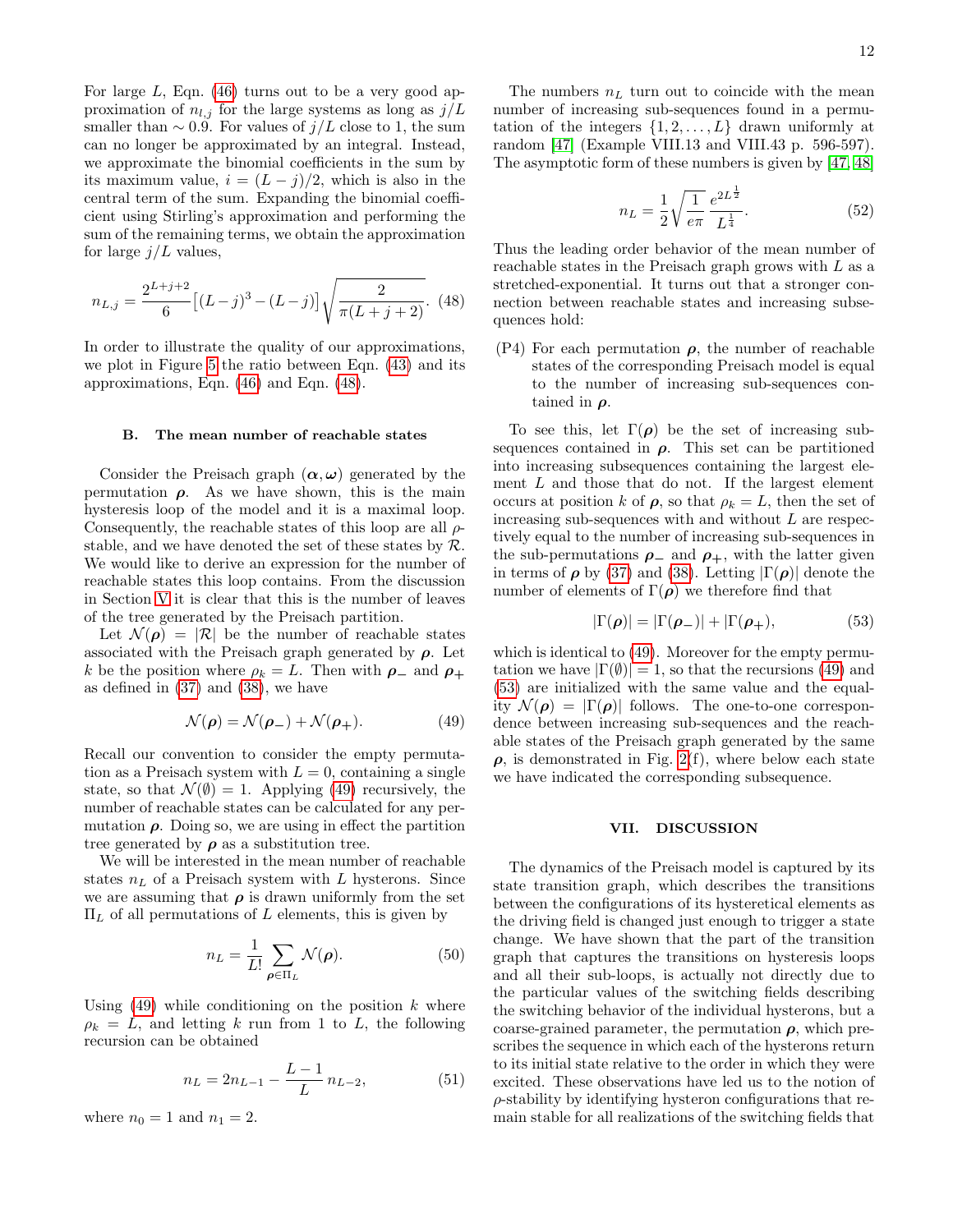For large $L$, Eqn. (46) turns out to be a very good approximation of $n_{l,j}$ for the large systems as long as $j/L$ smaller than $\sim 0.9$. For values of $j/L$ close to 1, the sum can no longer be approximated by an integral. Instead, we approximate the binomial coefficients in the sum by its maximum value, $i = (L-j)/2$, which is also in the central term of the sum. Expanding the binomial coefficient using Stirling's approximation and performing the sum of the remaining terms, we obtain the approximation for large $j/L$ values,

$$n_{L,j} = \frac{2^{L+j+2}}{6}\big[(L-j)^3 - (L-j)\big]\sqrt{\frac{2}{\pi(L+j+2)}}. \quad (48)$$

In order to illustrate the quality of our approximations, we plot in Figure 5 the ratio between Eqn. (43) and its approximations, Eqn. (46) and Eqn. (48).

### B. The mean number of reachable states

Consider the Preisach graph $(\boldsymbol{\alpha}, \boldsymbol{\omega})$ generated by the permutation $\boldsymbol{\rho}$. As we have shown, this is the main hysteresis loop of the model and it is a maximal loop. Consequently, the reachable states of this loop are all $\rho$-stable, and we have denoted the set of these states by $\mathcal{R}$. We would like to derive an expression for the number of reachable states this loop contains. From the discussion in Section V it is clear that this is the number of leaves of the tree generated by the Preisach partition.

Let $\mathcal{N}(\boldsymbol{\rho}) = |\mathcal{R}|$ be the number of reachable states associated with the Preisach graph generated by $\boldsymbol{\rho}$. Let $k$ be the position where $\rho_k = L$. Then with $\boldsymbol{\rho}_-$ and $\boldsymbol{\rho}_+$ as defined in (37) and (38), we have

$$\mathcal{N}(\boldsymbol{\rho}) = \mathcal{N}(\boldsymbol{\rho}_-) + \mathcal{N}(\boldsymbol{\rho}_+). \quad (49)$$

Recall our convention to consider the empty permutation as a Preisach system with $L = 0$, containing a single state, so that $\mathcal{N}(\emptyset) = 1$. Applying (49) recursively, the number of reachable states can be calculated for any permutation $\boldsymbol{\rho}$. Doing so, we are using in effect the partition tree generated by $\boldsymbol{\rho}$ as a substitution tree.

We will be interested in the mean number of reachable states $n_L$ of a Preisach system with $L$ hysterons. Since we are assuming that $\boldsymbol{\rho}$ is drawn uniformly from the set $\Pi_L$ of all permutations of $L$ elements, this is given by

$$n_L = \frac{1}{L!}\sum_{\boldsymbol{\rho}\in\Pi_L}\mathcal{N}(\boldsymbol{\rho}). \quad (50)$$

Using (49) while conditioning on the position $k$ where $\rho_k = L$, and letting $k$ run from 1 to $L$, the following recursion can be obtained

$$n_L = 2n_{L-1} - \frac{L-1}{L}\, n_{L-2}, \quad (51)$$

where $n_0 = 1$ and $n_1 = 2$.

The numbers $n_L$ turn out to coincide with the mean number of increasing sub-sequences found in a permutation of the integers $\{1, 2, \ldots, L\}$ drawn uniformly at random [47] (Example VIII.13 and VIII.43 p. 596-597). The asymptotic form of these numbers is given by [47, 48]

$$n_L = \frac{1}{2}\sqrt{\frac{1}{e\pi}}\,\frac{e^{2L^{\frac{1}{2}}}}{L^{\frac{1}{4}}}. \quad (52)$$

Thus the leading order behavior of the mean number of reachable states in the Preisach graph grows with $L$ as a stretched-exponential. It turns out that a stronger connection between reachable states and increasing subsequences hold:

(P4) For each permutation $\boldsymbol{\rho}$, the number of reachable states of the corresponding Preisach model is equal to the number of increasing sub-sequences contained in $\boldsymbol{\rho}$.

To see this, let $\Gamma(\boldsymbol{\rho})$ be the set of increasing subsequences contained in $\boldsymbol{\rho}$. This set can be partitioned into increasing subsequences containing the largest element $L$ and those that do not. If the largest element occurs at position $k$ of $\boldsymbol{\rho}$, so that $\rho_k = L$, then the set of increasing sub-sequences with and without $L$ are respectively equal to the number of increasing sub-sequences in the sub-permutations $\boldsymbol{\rho}_-$ and $\boldsymbol{\rho}_+$, with the latter given in terms of $\boldsymbol{\rho}$ by (37) and (38). Letting $|\Gamma(\boldsymbol{\rho})|$ denote the number of elements of $\Gamma(\boldsymbol{\rho})$ we therefore find that

$$|\Gamma(\boldsymbol{\rho})| = |\Gamma(\boldsymbol{\rho}_-)| + |\Gamma(\boldsymbol{\rho}_+)|, \quad (53)$$

which is identical to (49). Moreover for the empty permutation we have $|\Gamma(\emptyset)| = 1$, so that the recursions (49) and (53) are initialized with the same value and the equality $\mathcal{N}(\boldsymbol{\rho}) = |\Gamma(\boldsymbol{\rho})|$ follows. The one-to-one correspondence between increasing sub-sequences and the reachable states of the Preisach graph generated by the same $\boldsymbol{\rho}$, is demonstrated in Fig. 2(f), where below each state we have indicated the corresponding subsequence.

## VII. DISCUSSION

The dynamics of the Preisach model is captured by its state transition graph, which describes the transitions between the configurations of its hysteretical elements as the driving field is changed just enough to trigger a state change. We have shown that the part of the transition graph that captures the transitions on hysteresis loops and all their sub-loops, is actually not directly due to the particular values of the switching fields describing the switching behavior of the individual hysterons, but a coarse-grained parameter, the permutation $\boldsymbol{\rho}$, which prescribes the sequence in which each of the hysterons return to its initial state relative to the order in which they were excited. These observations have led us to the notion of $\rho$-stability by identifying hysteron configurations that remain stable for all realizations of the switching fields that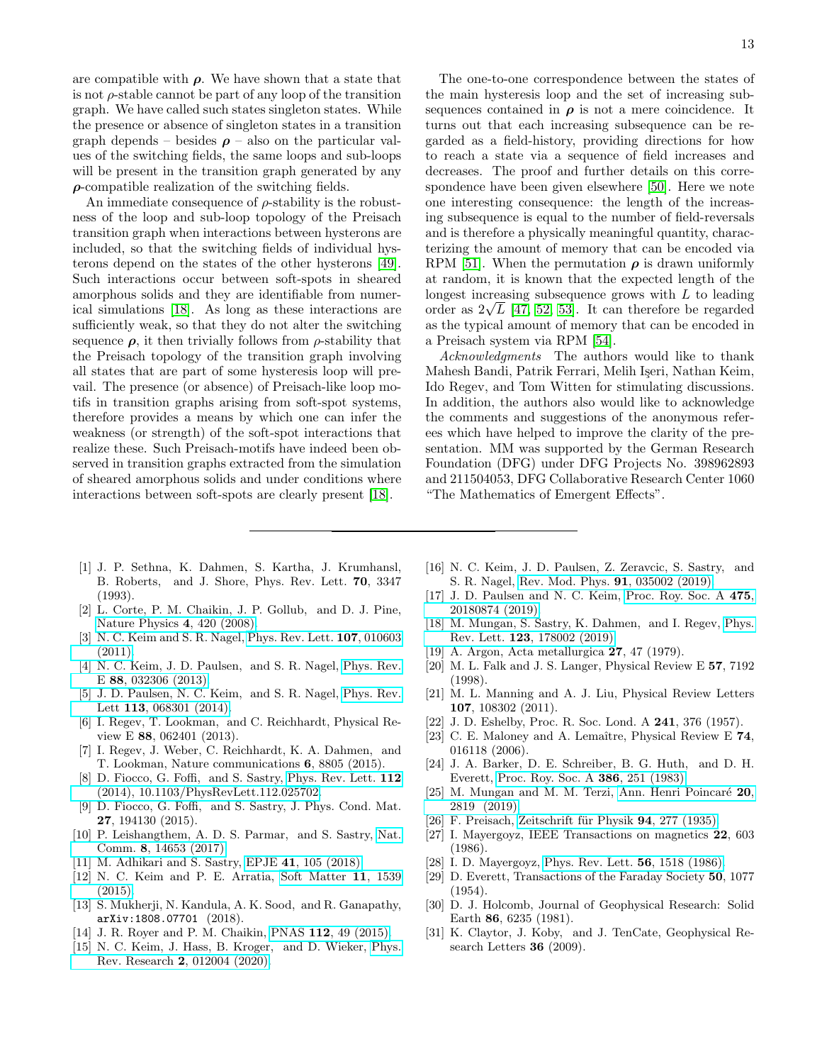are compatible with $\boldsymbol{\rho}$. We have shown that a state that is not $\rho$-stable cannot be part of any loop of the transition graph. We have called such states singleton states. While the presence or absence of singleton states in a transition graph depends – besides $\boldsymbol{\rho}$ – also on the particular values of the switching fields, the same loops and sub-loops will be present in the transition graph generated by any $\boldsymbol{\rho}$-compatible realization of the switching fields.

An immediate consequence of $\rho$-stability is the robustness of the loop and sub-loop topology of the Preisach transition graph when interactions between hysterons are included, so that the switching fields of individual hysterons depend on the states of the other hysterons [49]. Such interactions occur between soft-spots in sheared amorphous solids and they are identifiable from numerical simulations [18]. As long as these interactions are sufficiently weak, so that they do not alter the switching sequence $\boldsymbol{\rho}$, it then trivially follows from $\rho$-stability that the Preisach topology of the transition graph involving all states that are part of some hysteresis loop will prevail. The presence (or absence) of Preisach-like loop motifs in transition graphs arising from soft-spot systems, therefore provides a means by which one can infer the weakness (or strength) of the soft-spot interactions that realize these. Such Preisach-motifs have indeed been observed in transition graphs extracted from the simulation of sheared amorphous solids and under conditions where interactions between soft-spots are clearly present [18].

The one-to-one correspondence between the states of the main hysteresis loop and the set of increasing subsequences contained in $\boldsymbol{\rho}$ is not a mere coincidence. It turns out that each increasing subsequence can be regarded as a field-history, providing directions for how to reach a state via a sequence of field increases and decreases. The proof and further details on this correspondence have been given elsewhere [50]. Here we note one interesting consequence: the length of the increasing subsequence is equal to the number of field-reversals and is therefore a physically meaningful quantity, characterizing the amount of memory that can be encoded via RPM [51]. When the permutation $\boldsymbol{\rho}$ is drawn uniformly at random, it is known that the expected length of the longest increasing subsequence grows with $L$ to leading order as $2\sqrt{L}$ [47, 52, 53]. It can therefore be regarded as the typical amount of memory that can be encoded in a Preisach system via RPM [54].

*Acknowledgments* The authors would like to thank Mahesh Bandi, Patrik Ferrari, Melih Işeri, Nathan Keim, Ido Regev, and Tom Witten for stimulating discussions. In addition, the authors also would like to acknowledge the comments and suggestions of the anonymous referees which have helped to improve the clarity of the presentation. MM was supported by the German Research Foundation (DFG) under DFG Projects No. 398962893 and 211504053, DFG Collaborative Research Center 1060 "The Mathematics of Emergent Effects".

---

[1] J. P. Sethna, K. Dahmen, S. Kartha, J. Krumhansl, B. Roberts, and J. Shore, Phys. Rev. Lett. **70**, 3347 (1993).

[2] L. Corte, P. M. Chaikin, J. P. Gollub, and D. J. Pine, Nature Physics **4**, 420 (2008).

[3] N. C. Keim and S. R. Nagel, Phys. Rev. Lett. **107**, 010603 (2011).

[4] N. C. Keim, J. D. Paulsen, and S. R. Nagel, Phys. Rev. E **88**, 032306 (2013).

[5] J. D. Paulsen, N. C. Keim, and S. R. Nagel, Phys. Rev. Lett **113**, 068301 (2014).

[6] I. Regev, T. Lookman, and C. Reichhardt, Physical Review E **88**, 062401 (2013).

[7] I. Regev, J. Weber, C. Reichhardt, K. A. Dahmen, and T. Lookman, Nature communications **6**, 8805 (2015).

[8] D. Fiocco, G. Foffi, and S. Sastry, Phys. Rev. Lett. **112** (2014), 10.1103/PhysRevLett.112.025702.

[9] D. Fiocco, G. Foffi, and S. Sastry, J. Phys. Cond. Mat. **27**, 194130 (2015).

[10] P. Leishangthem, A. D. S. Parmar, and S. Sastry, Nat. Comm. **8**, 14653 (2017).

[11] M. Adhikari and S. Sastry, EPJE **41**, 105 (2018).

[12] N. C. Keim and P. E. Arratia, Soft Matter **11**, 1539 (2015).

[13] S. Mukherji, N. Kandula, A. K. Sood, and R. Ganapathy, arXiv:1808.07701 (2018).

[14] J. R. Royer and P. M. Chaikin, PNAS **112**, 49 (2015).

[15] N. C. Keim, J. Hass, B. Kroger, and D. Wieker, Phys. Rev. Research **2**, 012004 (2020).

[16] N. C. Keim, J. D. Paulsen, Z. Zeravcic, S. Sastry, and S. R. Nagel, Rev. Mod. Phys. **91**, 035002 (2019).

[17] J. D. Paulsen and N. C. Keim, Proc. Roy. Soc. A **475**, 20180874 (2019).

[18] M. Mungan, S. Sastry, K. Dahmen, and I. Regev, Phys. Rev. Lett. **123**, 178002 (2019).

[19] A. Argon, Acta metallurgica **27**, 47 (1979).

[20] M. L. Falk and J. S. Langer, Physical Review E **57**, 7192 (1998).

[21] M. L. Manning and A. J. Liu, Physical Review Letters **107**, 108302 (2011).

[22] J. D. Eshelby, Proc. R. Soc. Lond. A **241**, 376 (1957).

[23] C. E. Maloney and A. Lemaître, Physical Review E **74**, 016118 (2006).

[24] J. A. Barker, D. E. Schreiber, B. G. Huth, and D. H. Everett, Proc. Roy. Soc. A **386**, 251 (1983).

[25] M. Mungan and M. M. Terzi, Ann. Henri Poincaré **20**, 2819 (2019).

[26] F. Preisach, Zeitschrift für Physik **94**, 277 (1935).

[27] I. Mayergoyz, IEEE Transactions on magnetics **22**, 603 (1986).

[28] I. D. Mayergoyz, Phys. Rev. Lett. **56**, 1518 (1986).

[29] D. Everett, Transactions of the Faraday Society **50**, 1077 (1954).

[30] D. J. Holcomb, Journal of Geophysical Research: Solid Earth **86**, 6235 (1981).

[31] K. Claytor, J. Koby, and J. TenCate, Geophysical Research Letters **36** (2009).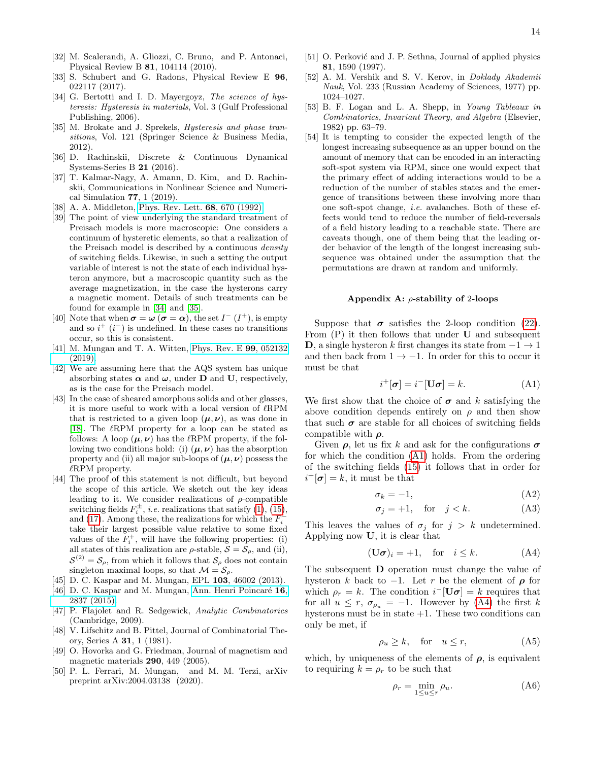[32] M. Scalerandi, A. Gliozzi, C. Bruno, and P. Antonaci, Physical Review B **81**, 104114 (2010).

[33] S. Schubert and G. Radons, Physical Review E **96**, 022117 (2017).

[34] G. Bertotti and I. D. Mayergoyz, *The science of hysteresis: Hysteresis in materials*, Vol. 3 (Gulf Professional Publishing, 2006).

[35] M. Brokate and J. Sprekels, *Hysteresis and phase transitions*, Vol. 121 (Springer Science & Business Media, 2012).

[36] D. Rachinskii, Discrete & Continuous Dynamical Systems-Series B **21** (2016).

[37] T. Kalmar-Nagy, A. Amann, D. Kim, and D. Rachinskii, Communications in Nonlinear Science and Numerical Simulation **77**, 1 (2019).

[38] A. A. Middleton, Phys. Rev. Lett. **68**, 670 (1992).

[39] The point of view underlying the standard treatment of Preisach models is more macroscopic: One considers a continuum of hysteretic elements, so that a realization of the Preisach model is described by a continuous *density* of switching fields. Likewise, in such a setting the output variable of interest is not the state of each individual hysteron anymore, but a macroscopic quantity such as the average magnetization, in the case the hysterons carry a magnetic moment. Details of such treatments can be found for example in [34] and [35].

[40] Note that when $\boldsymbol{\sigma} = \boldsymbol{\omega}$ ($\boldsymbol{\sigma} = \boldsymbol{\alpha}$), the set $I^-$ ($I^+$), is empty and so $i^+$ ($i^-$) is undefined. In these cases no transitions occur, so this is consistent.

[41] M. Mungan and T. A. Witten, Phys. Rev. E **99**, 052132 (2019).

[42] We are assuming here that the AQS system has unique absorbing states $\boldsymbol{\alpha}$ and $\boldsymbol{\omega}$, under $\mathbf{D}$ and $\mathbf{U}$, respectively, as is the case for the Preisach model.

[43] In the case of sheared amorphous solids and other glasses, it is more useful to work with a local version of $\ell$RPM that is restricted to a given loop $(\boldsymbol{\mu}, \boldsymbol{\nu})$, as was done in [18]. The $\ell$RPM property for a loop can be stated as follows: A loop $(\boldsymbol{\mu}, \boldsymbol{\nu})$ has the $\ell$RPM property, if the following two conditions hold: (i) $(\boldsymbol{\mu}, \boldsymbol{\nu})$ has the absorption property and (ii) all major sub-loops of $(\boldsymbol{\mu}, \boldsymbol{\nu})$ possess the $\ell$RPM property.

[44] The proof of this statement is not difficult, but beyond the scope of this article. We sketch out the key ideas leading to it. We consider realizations of $\rho$-compatible switching fields $F_i^{\pm}$, *i.e.* realizations that satisfy (1), (15), and (17). Among these, the realizations for which the $F_i^-$ take their largest possible value relative to some fixed values of the $F_i^+$, will have the following properties: (i) all states of this realization are $\rho$-stable, $\mathcal{S} = \mathcal{S}_\rho$, and (ii), $\mathcal{S}^{(2)} = \mathcal{S}_\rho$, from which it follows that $\mathcal{S}_\rho$ does not contain singleton maximal loops, so that $\mathcal{M} = \mathcal{S}_\rho$.

[45] D. C. Kaspar and M. Mungan, EPL **103**, 46002 (2013).

[46] D. C. Kaspar and M. Mungan, Ann. Henri Poincaré **16**, 2837 (2015).

[47] P. Flajolet and R. Sedgewick, *Analytic Combinatorics* (Cambridge, 2009).

[48] V. Lifschitz and B. Pittel, Journal of Combinatorial Theory, Series A **31**, 1 (1981).

[49] O. Hovorka and G. Friedman, Journal of magnetism and magnetic materials **290**, 449 (2005).

[50] P. L. Ferrari, M. Mungan, and M. M. Terzi, arXiv preprint arXiv:2004.03138 (2020).

[51] O. Perković and J. P. Sethna, Journal of applied physics **81**, 1590 (1997).

[52] A. M. Vershik and S. V. Kerov, in *Doklady Akademii Nauk*, Vol. 233 (Russian Academy of Sciences, 1977) pp. 1024–1027.

[53] B. F. Logan and L. A. Shepp, in *Young Tableaux in Combinatorics, Invariant Theory, and Algebra* (Elsevier, 1982) pp. 63–79.

[54] It is tempting to consider the expected length of the longest increasing subsequence as an upper bound on the amount of memory that can be encoded in an interacting soft-spot system via RPM, since one would expect that the primary effect of adding interactions would to be a reduction of the number of stables states and the emergence of transitions between these involving more than one soft-spot change, *i.e.* avalanches. Both of these effects would tend to reduce the number of field-reversals of a field history leading to a reachable state. There are caveats though, one of them being that the leading order behavior of the length of the longest increasing subsequence was obtained under the assumption that the permutations are drawn at random and uniformly.

### Appendix A: $\rho$-stability of 2-loops

Suppose that $\boldsymbol{\sigma}$ satisfies the 2-loop condition (22). From (P) it then follows that under $\mathbf{U}$ and subsequent $\mathbf{D}$, a single hysteron $k$ first changes its state from $-1 \to 1$ and then back from $1 \to -1$. In order for this to occur it must be that

$$i^+[\boldsymbol{\sigma}] = i^-[\mathbf{U}\boldsymbol{\sigma}] = k. \tag{A1}$$

We first show that the choice of $\boldsymbol{\sigma}$ and $k$ satisfying the above condition depends entirely on $\rho$ and then show that such $\boldsymbol{\sigma}$ are stable for all choices of switching fields compatible with $\boldsymbol{\rho}$.

Given $\boldsymbol{\rho}$, let us fix $k$ and ask for the configurations $\boldsymbol{\sigma}$ for which the condition (A1) holds. From the ordering of the switching fields (15) it follows that in order for $i^+[\boldsymbol{\sigma}] = k$, it must be that

$$\sigma_k = -1, \tag{A2}$$

$$\sigma_j = +1, \quad \text{for} \quad j < k. \tag{A3}$$

This leaves the values of $\sigma_j$ for $j > k$ undetermined. Applying now $\mathbf{U}$, it is clear that

$$(\mathbf{U}\boldsymbol{\sigma})_i = +1, \quad \text{for} \quad i \leq k. \tag{A4}$$

The subsequent $\mathbf{D}$ operation must change the value of hysteron $k$ back to $-1$. Let $r$ be the element of $\boldsymbol{\rho}$ for which $\rho_r = k$. The condition $i^-[\mathbf{U}\boldsymbol{\sigma}] = k$ requires that for all $u \leq r$, $\sigma_{\rho_u} = -1$. However by (A4) the first $k$ hysterons must be in state $+1$. These two conditions can only be met, if

$$\rho_u \geq k, \quad \text{for} \quad u \leq r, \tag{A5}$$

which, by uniqueness of the elements of $\boldsymbol{\rho}$, is equivalent to requiring $k = \rho_r$ to be such that

$$\rho_r = \min_{1 \leq u \leq r} \rho_u. \tag{A6}$$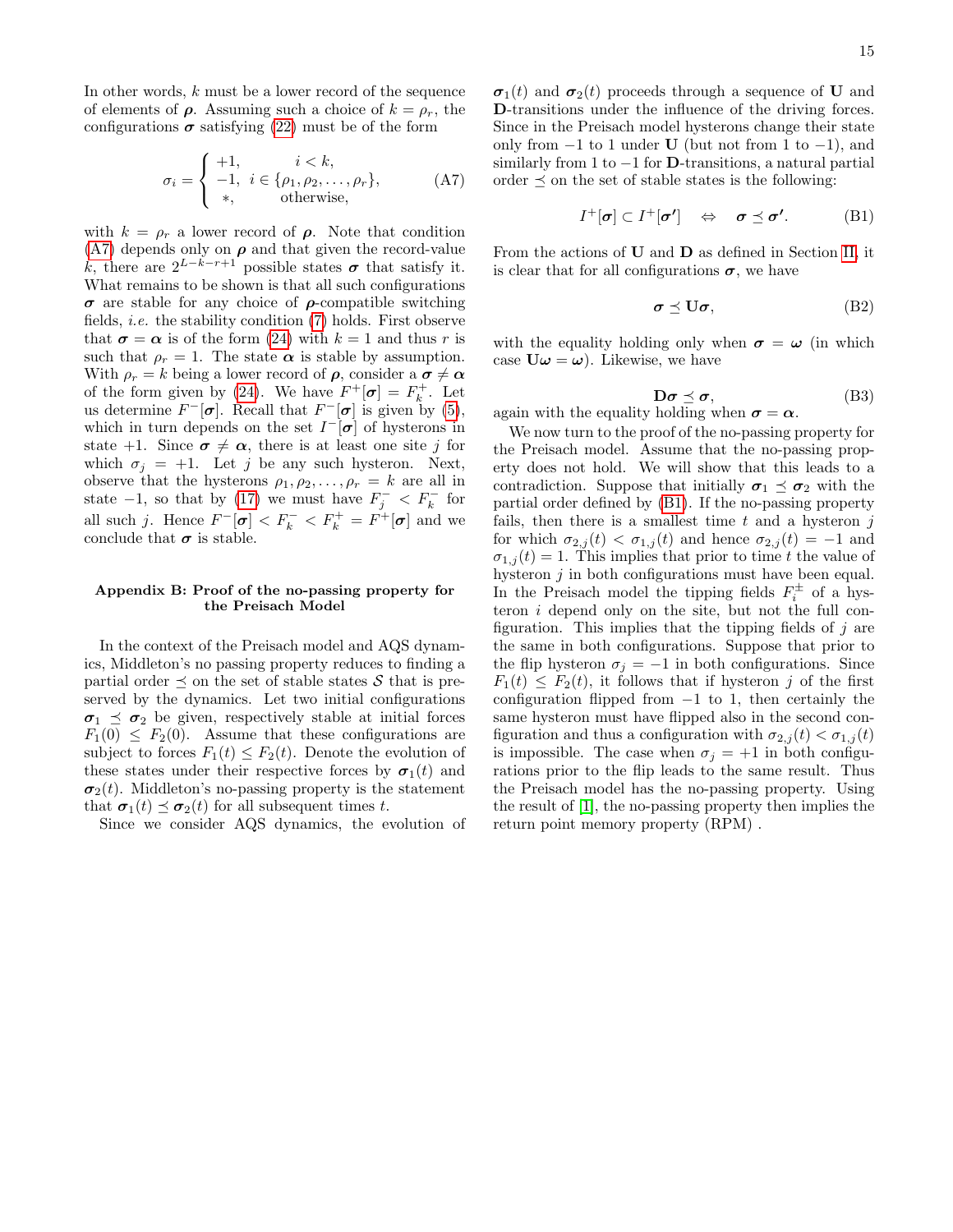In other words, $k$ must be a lower record of the sequence of elements of $\boldsymbol{\rho}$. Assuming such a choice of $k = \rho_r$, the configurations $\boldsymbol{\sigma}$ satisfying (22) must be of the form

$$\sigma_i = \begin{cases} +1, & i < k, \\ -1, & i \in \{\rho_1, \rho_2, \ldots, \rho_r\}, \\ *, & \text{otherwise}, \end{cases} \tag{A7}$$

with $k = \rho_r$ a lower record of $\boldsymbol{\rho}$. Note that condition (A7) depends only on $\boldsymbol{\rho}$ and that given the record-value $k$, there are $2^{L-k-r+1}$ possible states $\boldsymbol{\sigma}$ that satisfy it. What remains to be shown is that all such configurations $\boldsymbol{\sigma}$ are stable for any choice of $\boldsymbol{\rho}$-compatible switching fields, *i.e.* the stability condition (7) holds. First observe that $\boldsymbol{\sigma} = \boldsymbol{\alpha}$ is of the form (24) with $k = 1$ and thus $r$ is such that $\rho_r = 1$. The state $\boldsymbol{\alpha}$ is stable by assumption. With $\rho_r = k$ being a lower record of $\boldsymbol{\rho}$, consider a $\boldsymbol{\sigma} \neq \boldsymbol{\alpha}$ of the form given by (24). We have $F^+[\boldsymbol{\sigma}] = F^+_k$. Let us determine $F^-[\boldsymbol{\sigma}]$. Recall that $F^-[\boldsymbol{\sigma}]$ is given by (5), which in turn depends on the set $I^-[\boldsymbol{\sigma}]$ of hysterons in state $+1$. Since $\boldsymbol{\sigma} \neq \boldsymbol{\alpha}$, there is at least one site $j$ for which $\sigma_j = +1$. Let $j$ be any such hysteron. Next, observe that the hysterons $\rho_1, \rho_2, \ldots, \rho_r = k$ are all in state $-1$, so that by (17) we must have $F^-_j < F^-_k$ for all such $j$. Hence $F^-[\boldsymbol{\sigma}] < F^-_k < F^+_k = F^+[\boldsymbol{\sigma}]$ and we conclude that $\boldsymbol{\sigma}$ is stable.

## Appendix B: Proof of the no-passing property for the Preisach Model

In the context of the Preisach model and AQS dynamics, Middleton's no passing property reduces to finding a partial order $\preceq$ on the set of stable states $\mathcal{S}$ that is preserved by the dynamics. Let two initial configurations $\boldsymbol{\sigma}_1 \preceq \boldsymbol{\sigma}_2$ be given, respectively stable at initial forces $F_1(0) \leq F_2(0)$. Assume that these configurations are subject to forces $F_1(t) \leq F_2(t)$. Denote the evolution of these states under their respective forces by $\boldsymbol{\sigma}_1(t)$ and $\boldsymbol{\sigma}_2(t)$. Middleton's no-passing property is the statement that $\boldsymbol{\sigma}_1(t) \preceq \boldsymbol{\sigma}_2(t)$ for all subsequent times $t$.

Since we consider AQS dynamics, the evolution of $\boldsymbol{\sigma}_1(t)$ and $\boldsymbol{\sigma}_2(t)$ proceeds through a sequence of $\mathbf{U}$ and $\mathbf{D}$-transitions under the influence of the driving forces. Since in the Preisach model hysterons change their state only from $-1$ to $1$ under $\mathbf{U}$ (but not from $1$ to $-1$), and similarly from $1$ to $-1$ for $\mathbf{D}$-transitions, a natural partial order $\preceq$ on the set of stable states is the following:

$$I^+[\boldsymbol{\sigma}] \subset I^+[\boldsymbol{\sigma}'] \quad \Leftrightarrow \quad \boldsymbol{\sigma} \preceq \boldsymbol{\sigma}'. \tag{B1}$$

From the actions of $\mathbf{U}$ and $\mathbf{D}$ as defined in Section II, it is clear that for all configurations $\boldsymbol{\sigma}$, we have

$$\boldsymbol{\sigma} \preceq \mathbf{U}\boldsymbol{\sigma}, \tag{B2}$$

with the equality holding only when $\boldsymbol{\sigma} = \boldsymbol{\omega}$ (in which case $\mathbf{U}\boldsymbol{\omega} = \boldsymbol{\omega}$). Likewise, we have

$$\mathbf{D}\boldsymbol{\sigma} \preceq \boldsymbol{\sigma}, \tag{B3}$$

again with the equality holding when $\boldsymbol{\sigma} = \boldsymbol{\alpha}$.

We now turn to the proof of the no-passing property for the Preisach model. Assume that the no-passing property does not hold. We will show that this leads to a contradiction. Suppose that initially $\boldsymbol{\sigma}_1 \preceq \boldsymbol{\sigma}_2$ with the partial order defined by (B1). If the no-passing property fails, then there is a smallest time $t$ and a hysteron $j$ for which $\sigma_{2,j}(t) < \sigma_{1,j}(t)$ and hence $\sigma_{2,j}(t) = -1$ and $\sigma_{1,j}(t) = 1$. This implies that prior to time $t$ the value of hysteron $j$ in both configurations must have been equal. In the Preisach model the tipping fields $F^{\pm}_i$ of a hysteron $i$ depend only on the site, but not the full configuration. This implies that the tipping fields of $j$ are the same in both configurations. Suppose that prior to the flip hysteron $\sigma_j = -1$ in both configurations. Since $F_1(t) \leq F_2(t)$, it follows that if hysteron $j$ of the first configuration flipped from $-1$ to $1$, then certainly the same hysteron must have flipped also in the second configuration and thus a configuration with $\sigma_{2,j}(t) < \sigma_{1,j}(t)$ is impossible. The case when $\sigma_j = +1$ in both configurations prior to the flip leads to the same result. Thus the Preisach model has the no-passing property. Using the result of [1], the no-passing property then implies the return point memory property (RPM) .